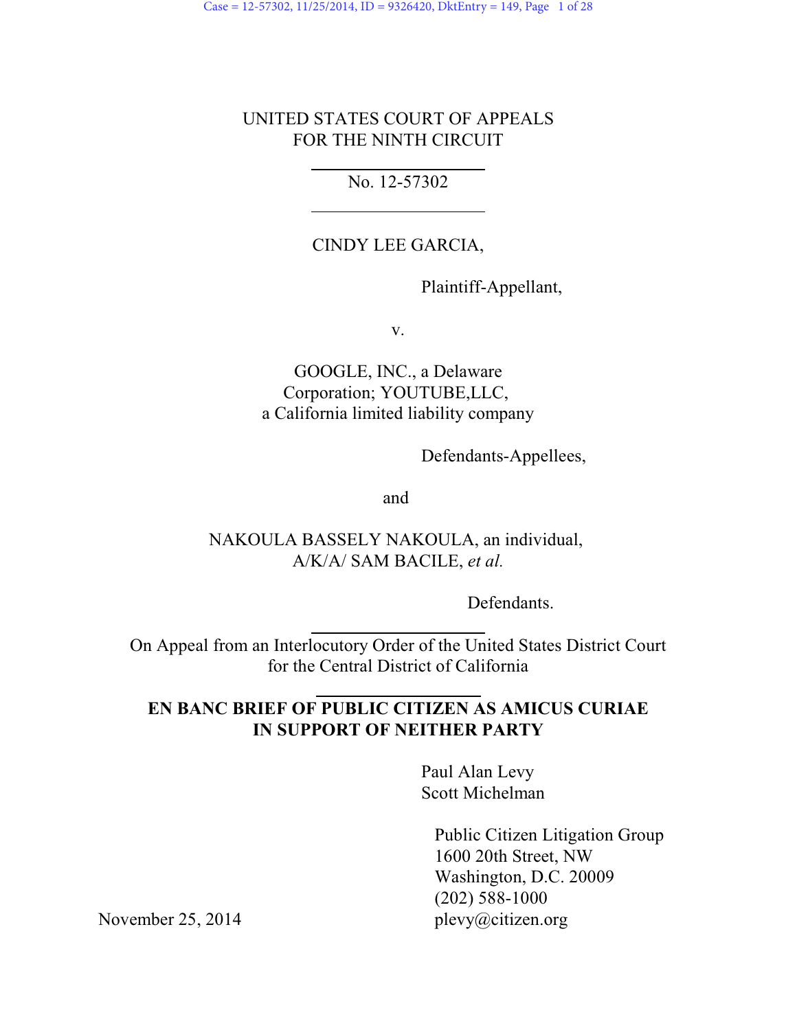UNITED STATES COURT OF APPEALS
FOR THE NINTH CIRCUIT

No. 12-57302

CINDY LEE GARCIA,

Plaintiff-Appellant,

v.

GOOGLE, INC., a Delaware Corporation; YOUTUBE,LLC, a California limited liability company

Defendants-Appellees,

and

NAKOULA BASSELY NAKOULA, an individual, A/K/A/ SAM BACILE, *et al.*

Defendants.

On Appeal from an Interlocutory Order of the United States District Court for the Central District of California

**EN BANC BRIEF OF PUBLIC CITIZEN AS AMICUS CURIAE IN SUPPORT OF NEITHER PARTY**

Paul Alan Levy
Scott Michelman

Public Citizen Litigation Group
1600 20th Street, NW
Washington, D.C. 20009
(202) 588-1000
plevy@citizen.org

November 25, 2014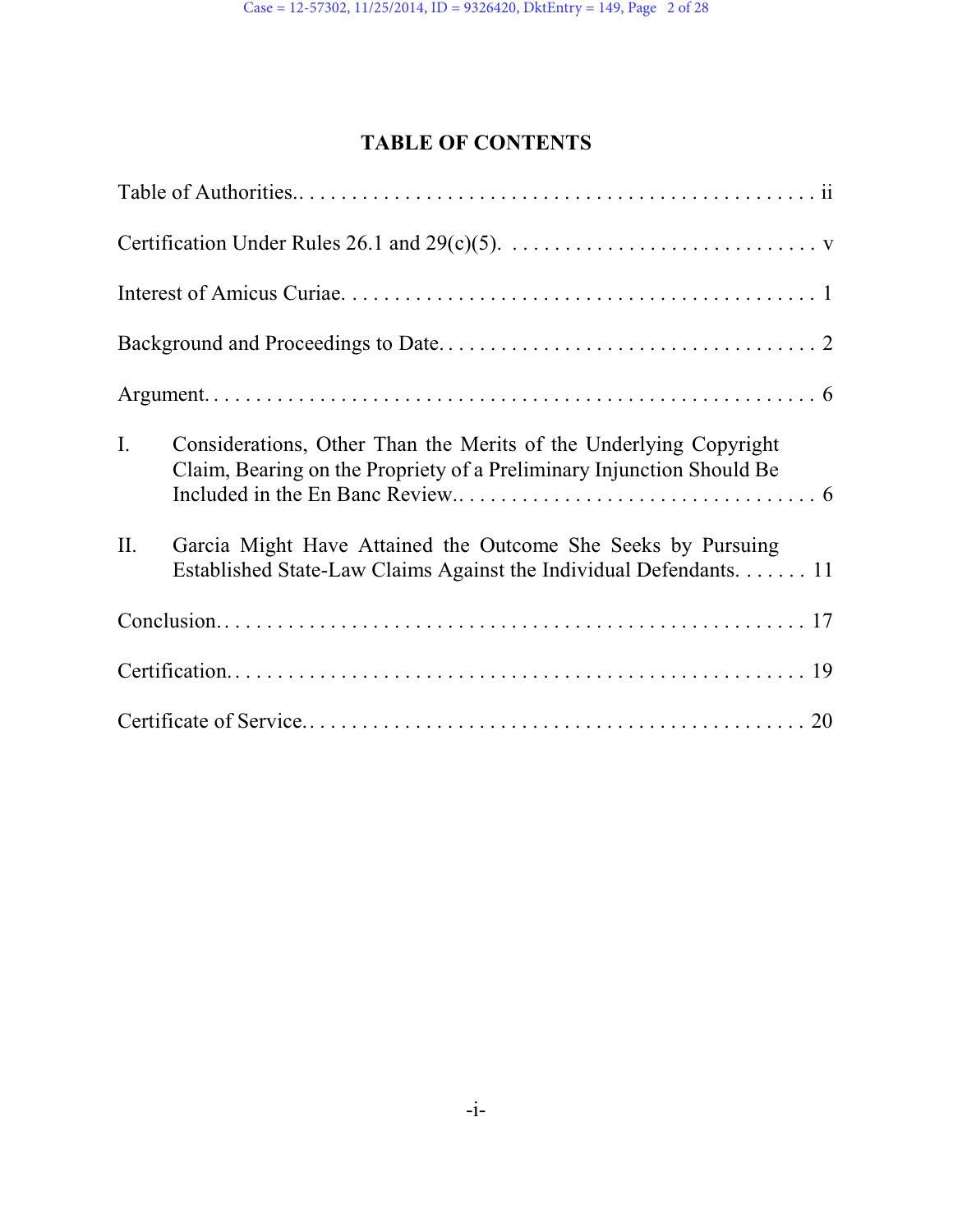# TABLE OF CONTENTS

Table of Authorities. . . . . . . . . . . . . . . . . . . . . . . . . . . . . . . . . . . . . . . . . . . . . . . . . ii

Certification Under Rules 26.1 and 29(c)(5). . . . . . . . . . . . . . . . . . . . . . . . . . . . . . v

Interest of Amicus Curiae. . . . . . . . . . . . . . . . . . . . . . . . . . . . . . . . . . . . . . . . . . . . . 1

Background and Proceedings to Date. . . . . . . . . . . . . . . . . . . . . . . . . . . . . . . . . . . . 2

Argument. . . . . . . . . . . . . . . . . . . . . . . . . . . . . . . . . . . . . . . . . . . . . . . . . . . . . . . . 6

I. Considerations, Other Than the Merits of the Underlying Copyright Claim, Bearing on the Propriety of a Preliminary Injunction Should Be Included in the En Banc Review. . . . . . . . . . . . . . . . . . . . . . . . . . . . . . . . . . . 6

II. Garcia Might Have Attained the Outcome She Seeks by Pursuing Established State-Law Claims Against the Individual Defendants. . . . . . . 11

Conclusion. . . . . . . . . . . . . . . . . . . . . . . . . . . . . . . . . . . . . . . . . . . . . . . . . . . . . . . 17

Certification. . . . . . . . . . . . . . . . . . . . . . . . . . . . . . . . . . . . . . . . . . . . . . . . . . . . . . 19

Certificate of Service. . . . . . . . . . . . . . . . . . . . . . . . . . . . . . . . . . . . . . . . . . . . . . . . 20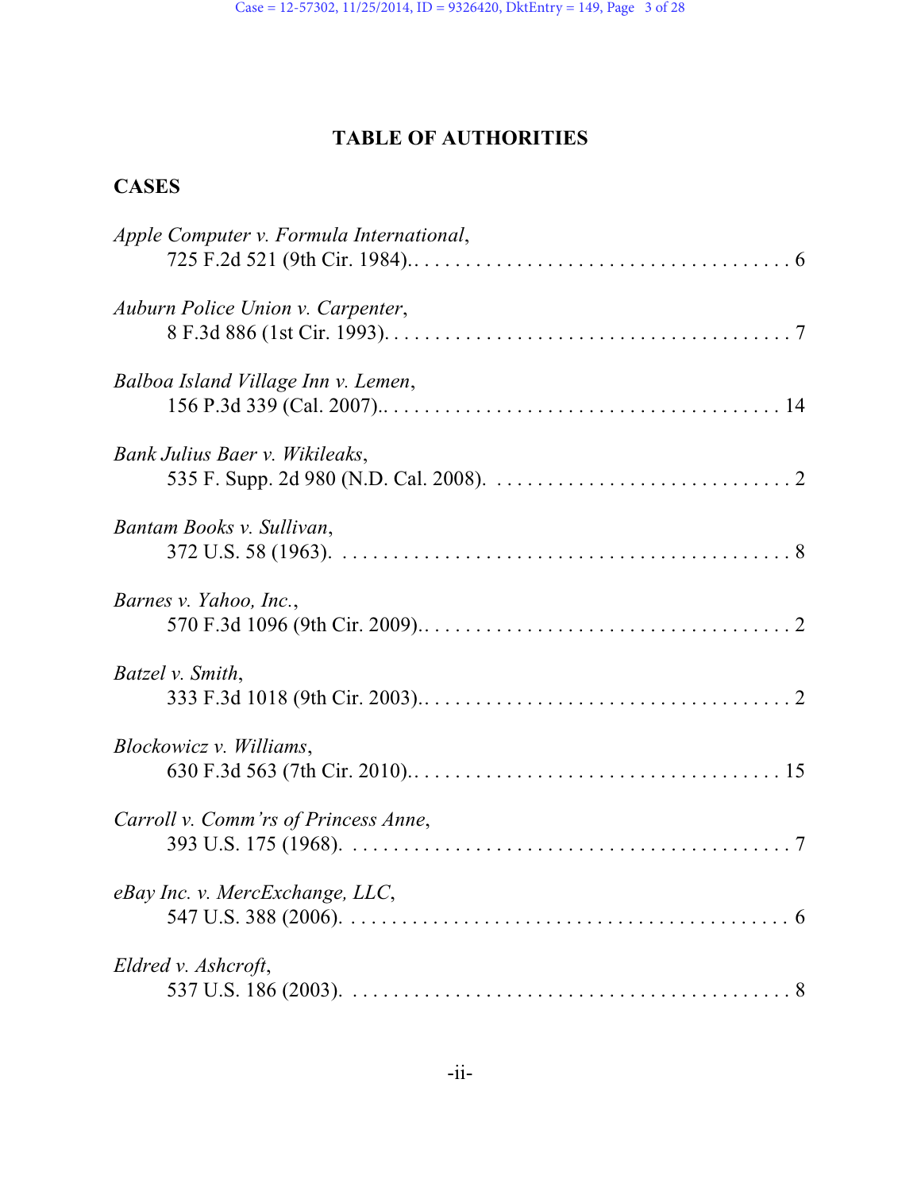# TABLE OF AUTHORITIES

## CASES

*Apple Computer v. Formula International*, 725 F.2d 521 (9th Cir. 1984). . . . . . . . . . . . . . . . . . . . . . . . . . . . . . . . . . . . 6

*Auburn Police Union v. Carpenter*, 8 F.3d 886 (1st Cir. 1993). . . . . . . . . . . . . . . . . . . . . . . . . . . . . . . . . . . . . . . . 7

*Balboa Island Village Inn v. Lemen*, 156 P.3d 339 (Cal. 2007). . . . . . . . . . . . . . . . . . . . . . . . . . . . . . . . . . . . . . 14

*Bank Julius Baer v. Wikileaks*, 535 F. Supp. 2d 980 (N.D. Cal. 2008). . . . . . . . . . . . . . . . . . . . . . . . . . . . . . 2

*Bantam Books v. Sullivan*, 372 U.S. 58 (1963). . . . . . . . . . . . . . . . . . . . . . . . . . . . . . . . . . . . . . . . . . . . 8

*Barnes v. Yahoo, Inc.*, 570 F.3d 1096 (9th Cir. 2009). . . . . . . . . . . . . . . . . . . . . . . . . . . . . . . . . . . . . 2

*Batzel v. Smith*, 333 F.3d 1018 (9th Cir. 2003). . . . . . . . . . . . . . . . . . . . . . . . . . . . . . . . . . . . . 2

*Blockowicz v. Williams*, 630 F.3d 563 (7th Cir. 2010). . . . . . . . . . . . . . . . . . . . . . . . . . . . . . . . . . . . . 15

*Carroll v. Comm'rs of Princess Anne*, 393 U.S. 175 (1968). . . . . . . . . . . . . . . . . . . . . . . . . . . . . . . . . . . . . . . . . . . 7

*eBay Inc. v. MercExchange, LLC*, 547 U.S. 388 (2006). . . . . . . . . . . . . . . . . . . . . . . . . . . . . . . . . . . . . . . . . . . 6

*Eldred v. Ashcroft*, 537 U.S. 186 (2003). . . . . . . . . . . . . . . . . . . . . . . . . . . . . . . . . . . . . . . . . . . 8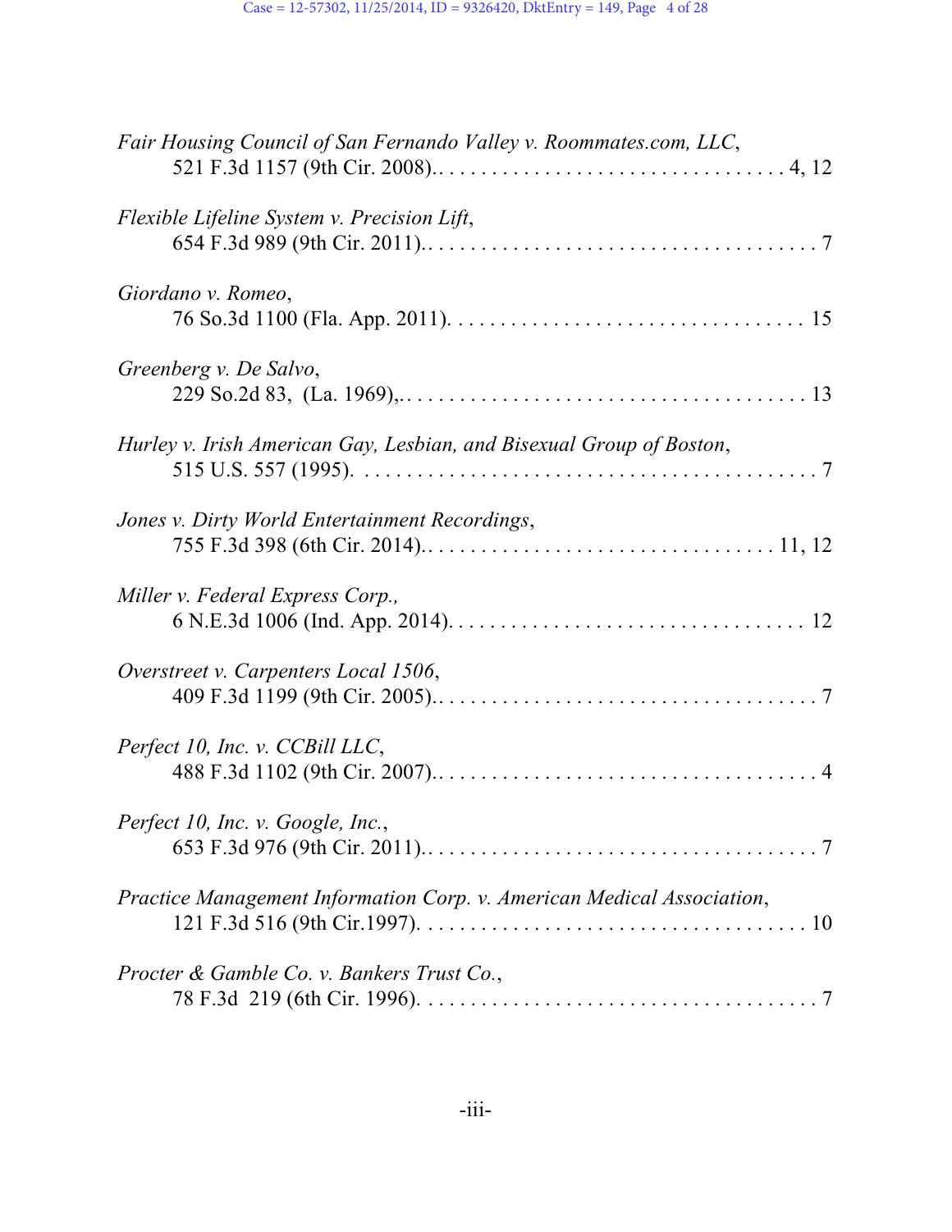*Fair Housing Council of San Fernando Valley v. Roommates.com, LLC*,
521 F.3d 1157 (9th Cir. 2008).. . . . . . . . . . . . . . . . . . . . . . . . . . . . . . . . 4, 12

*Flexible Lifeline System v. Precision Lift*,
654 F.3d 989 (9th Cir. 2011).. . . . . . . . . . . . . . . . . . . . . . . . . . . . . . . . . . . 7

*Giordano v. Romeo*,
76 So.3d 1100 (Fla. App. 2011). . . . . . . . . . . . . . . . . . . . . . . . . . . . . . . . . 15

*Greenberg v. De Salvo*,
229 So.2d 83, (La. 1969),. . . . . . . . . . . . . . . . . . . . . . . . . . . . . . . . . . . . . 13

*Hurley v. Irish American Gay, Lesbian, and Bisexual Group of Boston*,
515 U.S. 557 (1995). . . . . . . . . . . . . . . . . . . . . . . . . . . . . . . . . . . . . . . . . 7

*Jones v. Dirty World Entertainment Recordings*,
755 F.3d 398 (6th Cir. 2014).. . . . . . . . . . . . . . . . . . . . . . . . . . . . . . . . . 11, 12

*Miller v. Federal Express Corp.*,
6 N.E.3d 1006 (Ind. App. 2014). . . . . . . . . . . . . . . . . . . . . . . . . . . . . . . . . 12

*Overstreet v. Carpenters Local 1506*,
409 F.3d 1199 (9th Cir. 2005).. . . . . . . . . . . . . . . . . . . . . . . . . . . . . . . . . . 7

*Perfect 10, Inc. v. CCBill LLC*,
488 F.3d 1102 (9th Cir. 2007).. . . . . . . . . . . . . . . . . . . . . . . . . . . . . . . . . . 4

*Perfect 10, Inc. v. Google, Inc.*,
653 F.3d 976 (9th Cir. 2011).. . . . . . . . . . . . . . . . . . . . . . . . . . . . . . . . . . . 7

*Practice Management Information Corp. v. American Medical Association*,
121 F.3d 516 (9th Cir.1997). . . . . . . . . . . . . . . . . . . . . . . . . . . . . . . . . . . . 10

*Procter & Gamble Co. v. Bankers Trust Co.*,
78 F.3d 219 (6th Cir. 1996). . . . . . . . . . . . . . . . . . . . . . . . . . . . . . . . . . . . . 7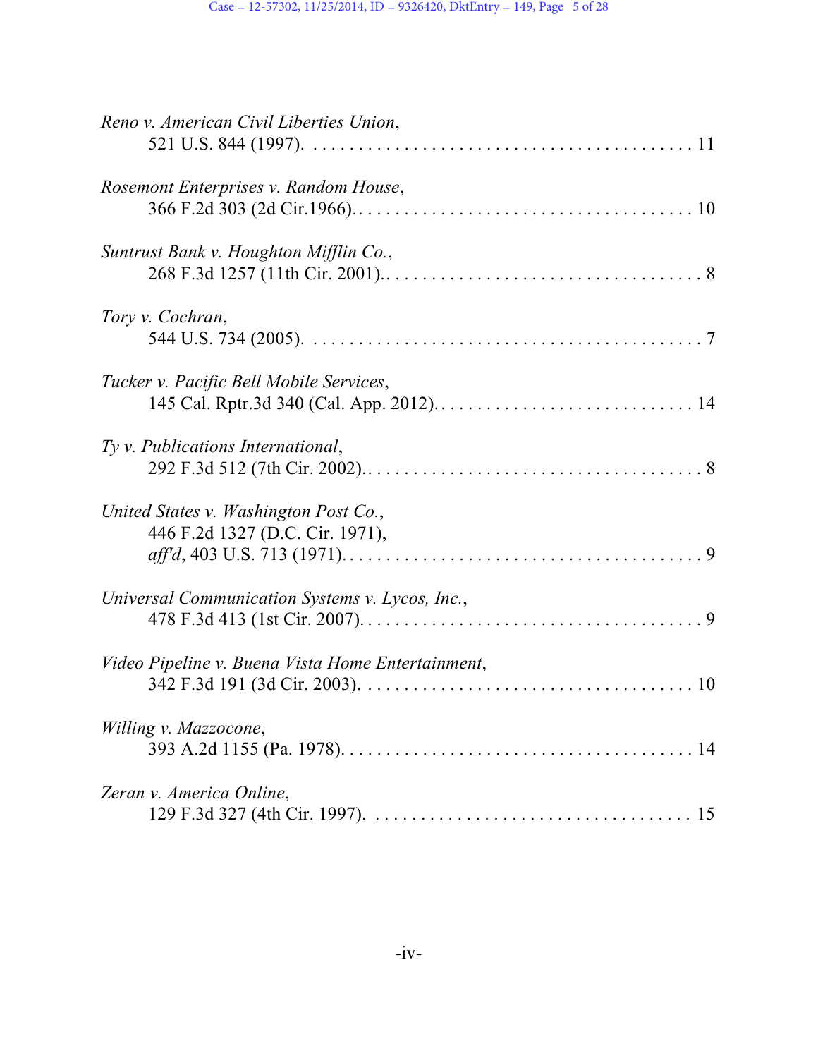*Reno v. American Civil Liberties Union*,
521 U.S. 844 (1997). . . . . . . . . . . . . . . . . . . . . . . . . . . . . . . . . . . . . . . . . 11

*Rosemont Enterprises v. Random House*,
366 F.2d 303 (2d Cir.1966).. . . . . . . . . . . . . . . . . . . . . . . . . . . . . . . . . . . . 10

*Suntrust Bank v. Houghton Mifflin Co.*,
268 F.3d 1257 (11th Cir. 2001).. . . . . . . . . . . . . . . . . . . . . . . . . . . . . . . . . 8

*Tory v. Cochran*,
544 U.S. 734 (2005). . . . . . . . . . . . . . . . . . . . . . . . . . . . . . . . . . . . . . . . . 7

*Tucker v. Pacific Bell Mobile Services*,
145 Cal. Rptr.3d 340 (Cal. App. 2012). . . . . . . . . . . . . . . . . . . . . . . . . . . . 14

*Ty v. Publications International*,
292 F.3d 512 (7th Cir. 2002).. . . . . . . . . . . . . . . . . . . . . . . . . . . . . . . . . . . 8

*United States v. Washington Post Co.*,
446 F.2d 1327 (D.C. Cir. 1971),
*aff'd*, 403 U.S. 713 (1971).. . . . . . . . . . . . . . . . . . . . . . . . . . . . . . . . . . . . . 9

*Universal Communication Systems v. Lycos, Inc.*,
478 F.3d 413 (1st Cir. 2007).. . . . . . . . . . . . . . . . . . . . . . . . . . . . . . . . . . . . 9

*Video Pipeline v. Buena Vista Home Entertainment*,
342 F.3d 191 (3d Cir. 2003). . . . . . . . . . . . . . . . . . . . . . . . . . . . . . . . . . . . 10

*Willing v. Mazzocone*,
393 A.2d 1155 (Pa. 1978). . . . . . . . . . . . . . . . . . . . . . . . . . . . . . . . . . . . . . 14

*Zeran v. America Online*,
129 F.3d 327 (4th Cir. 1997). . . . . . . . . . . . . . . . . . . . . . . . . . . . . . . . . . . 15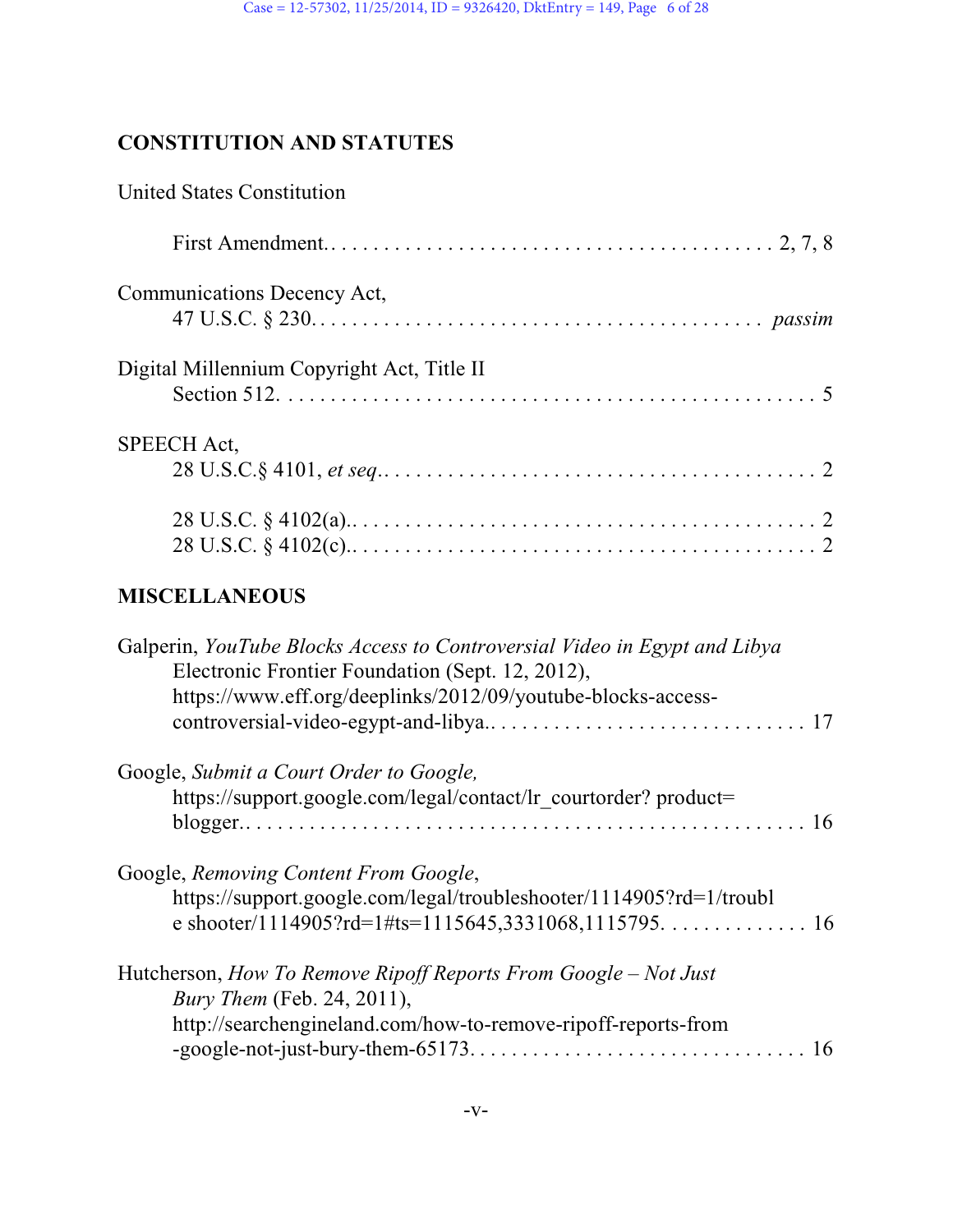## CONSTITUTION AND STATUTES

United States Constitution

First Amendment. . . . . . . . . . . . . . . . . . . . . . . . . . . . . . . . . . . . . . . . . . 2, 7, 8

Communications Decency Act,
47 U.S.C. § 230. . . . . . . . . . . . . . . . . . . . . . . . . . . . . . . . . . . . . . . . . . *passim*

Digital Millennium Copyright Act, Title II
Section 512. . . . . . . . . . . . . . . . . . . . . . . . . . . . . . . . . . . . . . . . . . . . . . 5

SPEECH Act,
28 U.S.C.§ 4101, *et seq*.. . . . . . . . . . . . . . . . . . . . . . . . . . . . . . . . . . . . . . 2

28 U.S.C. § 4102(a).. . . . . . . . . . . . . . . . . . . . . . . . . . . . . . . . . . . . . . . . 2
28 U.S.C. § 4102(c).. . . . . . . . . . . . . . . . . . . . . . . . . . . . . . . . . . . . . . . . 2

## MISCELLANEOUS

Galperin, *YouTube Blocks Access to Controversial Video in Egypt and Libya*
Electronic Frontier Foundation (Sept. 12, 2012),
https://www.eff.org/deeplinks/2012/09/youtube-blocks-access-controversial-video-egypt-and-libya.. . . . . . . . . . . . . . . . . . . . . . . . . . . . . 17

Google, *Submit a Court Order to Google,*
https://support.google.com/legal/contact/lr_courtorder? product=blogger.. . . . . . . . . . . . . . . . . . . . . . . . . . . . . . . . . . . . . . . . . . . . . . . . . . 16

Google, *Removing Content From Google*,
https://support.google.com/legal/troubleshooter/1114905?rd=1/troubl e shooter/1114905?rd=1#ts=1115645,3331068,1115795. . . . . . . . . . . . . . 16

Hutcherson, *How To Remove Ripoff Reports From Google – Not Just Bury Them* (Feb. 24, 2011),
http://searchengineland.com/how-to-remove-ripoff-reports-from-google-not-just-bury-them-65173. . . . . . . . . . . . . . . . . . . . . . . . . . . . . . . . 16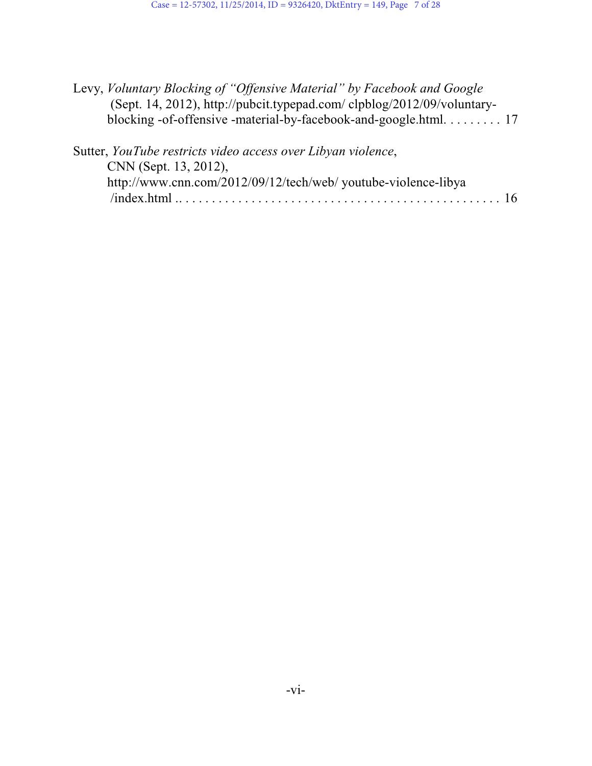Levy, *Voluntary Blocking of "Offensive Material" by Facebook and Google* (Sept. 14, 2012), http://pubcit.typepad.com/ clpblog/2012/09/voluntary-blocking -of-offensive -material-by-facebook-and-google.html. . . . . . . . . . 17

Sutter, *YouTube restricts video access over Libyan violence*, CNN (Sept. 13, 2012), http://www.cnn.com/2012/09/12/tech/web/ youtube-violence-libya /index.html .. . . . . . . . . . . . . . . . . . . . . . . . . . . . . . . . . . . . . . . . . . . . . 16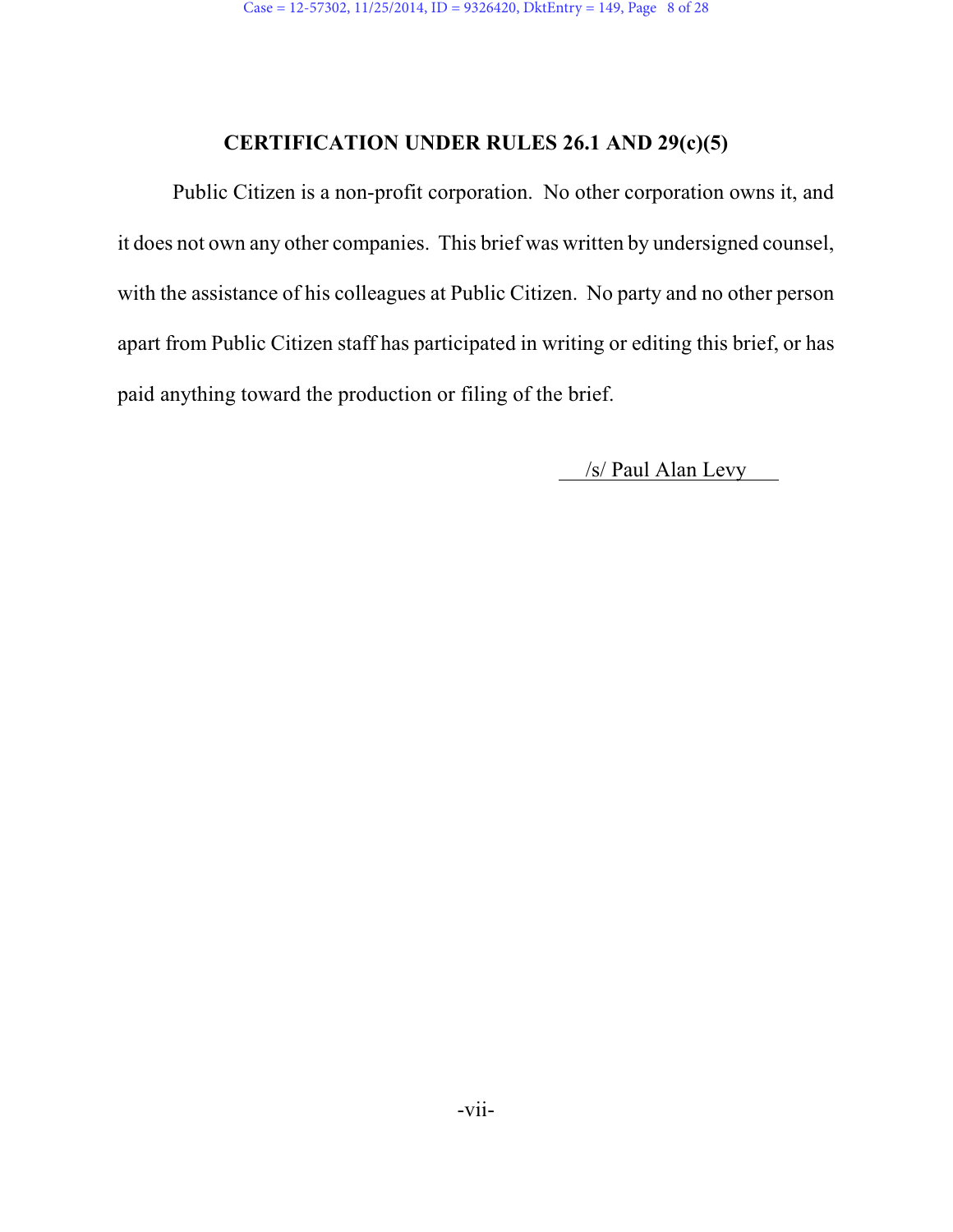## CERTIFICATION UNDER RULES 26.1 AND 29(c)(5)

Public Citizen is a non-profit corporation. No other corporation owns it, and it does not own any other companies. This brief was written by undersigned counsel, with the assistance of his colleagues at Public Citizen. No party and no other person apart from Public Citizen staff has participated in writing or editing this brief, or has paid anything toward the production or filing of the brief.

/s/ Paul Alan Levy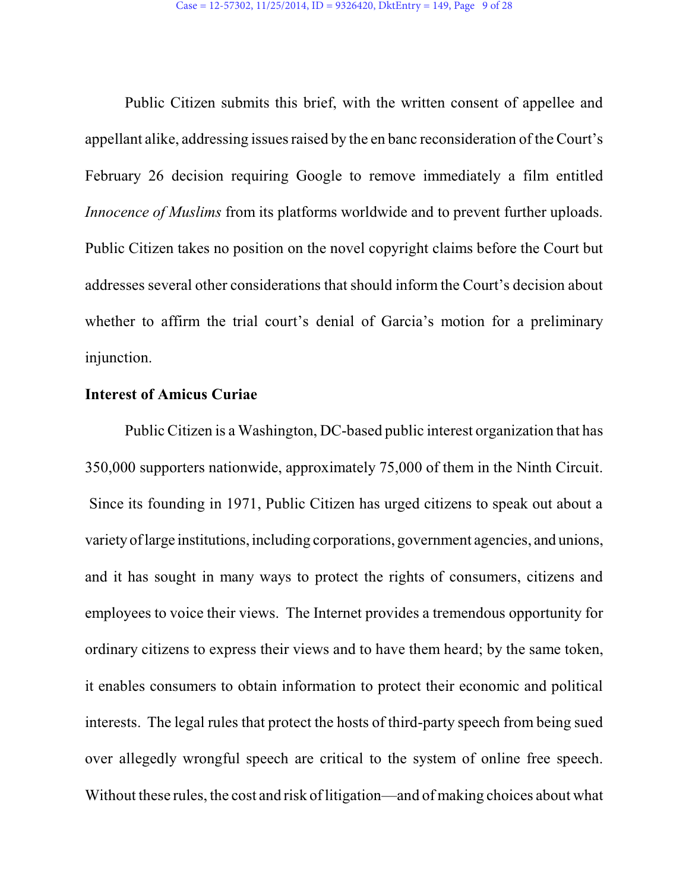Public Citizen submits this brief, with the written consent of appellee and appellant alike, addressing issues raised by the en banc reconsideration of the Court's February 26 decision requiring Google to remove immediately a film entitled *Innocence of Muslims* from its platforms worldwide and to prevent further uploads. Public Citizen takes no position on the novel copyright claims before the Court but addresses several other considerations that should inform the Court's decision about whether to affirm the trial court's denial of Garcia's motion for a preliminary injunction.

**Interest of Amicus Curiae**

Public Citizen is a Washington, DC-based public interest organization that has 350,000 supporters nationwide, approximately 75,000 of them in the Ninth Circuit. Since its founding in 1971, Public Citizen has urged citizens to speak out about a variety of large institutions, including corporations, government agencies, and unions, and it has sought in many ways to protect the rights of consumers, citizens and employees to voice their views. The Internet provides a tremendous opportunity for ordinary citizens to express their views and to have them heard; by the same token, it enables consumers to obtain information to protect their economic and political interests. The legal rules that protect the hosts of third-party speech from being sued over allegedly wrongful speech are critical to the system of online free speech. Without these rules, the cost and risk of litigation—and of making choices about what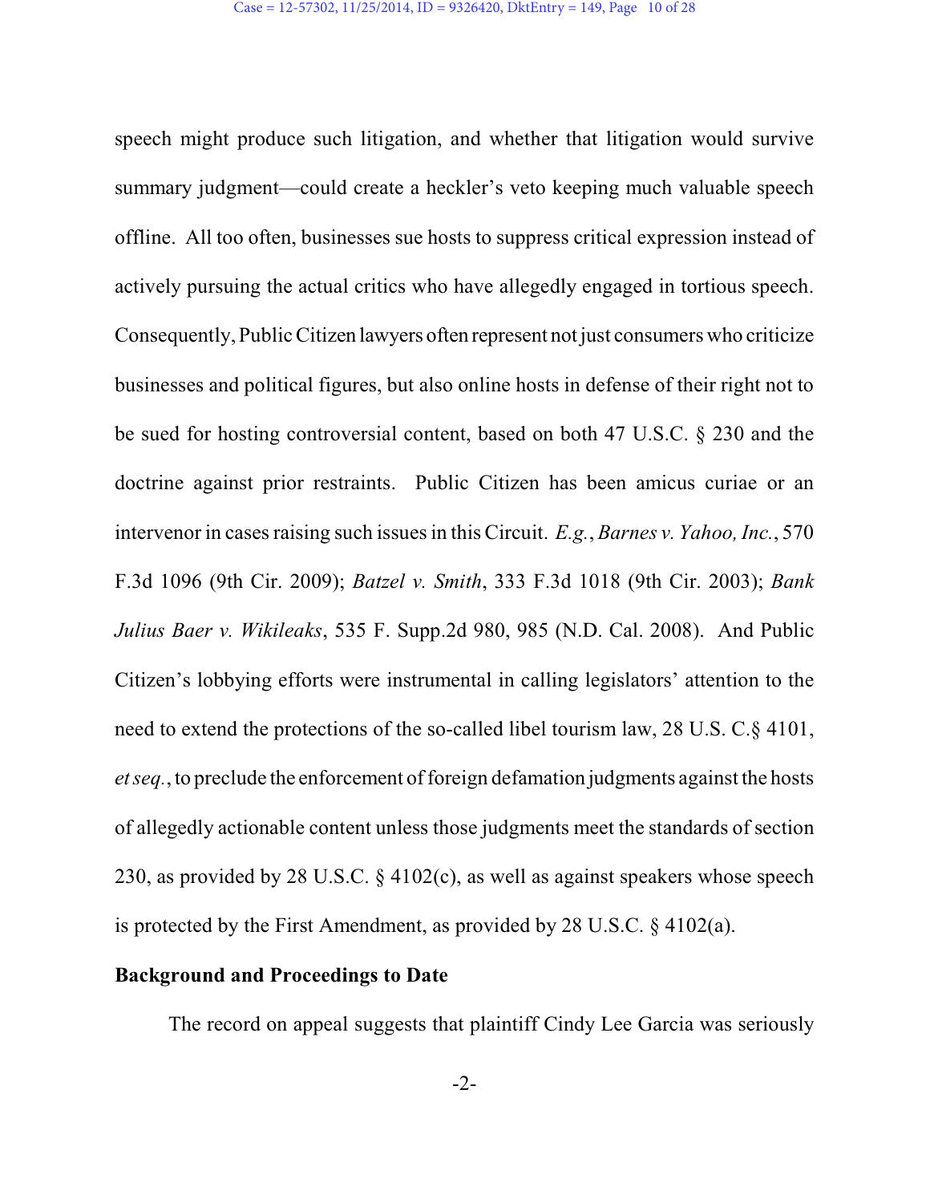speech might produce such litigation, and whether that litigation would survive summary judgment—could create a heckler's veto keeping much valuable speech offline. All too often, businesses sue hosts to suppress critical expression instead of actively pursuing the actual critics who have allegedly engaged in tortious speech. Consequently, Public Citizen lawyers often represent not just consumers who criticize businesses and political figures, but also online hosts in defense of their right not to be sued for hosting controversial content, based on both 47 U.S.C. § 230 and the doctrine against prior restraints. Public Citizen has been amicus curiae or an intervenor in cases raising such issues in this Circuit. *E.g.*, *Barnes v. Yahoo, Inc.*, 570 F.3d 1096 (9th Cir. 2009); *Batzel v. Smith*, 333 F.3d 1018 (9th Cir. 2003); *Bank Julius Baer v. Wikileaks*, 535 F. Supp.2d 980, 985 (N.D. Cal. 2008). And Public Citizen's lobbying efforts were instrumental in calling legislators' attention to the need to extend the protections of the so-called libel tourism law, 28 U.S. C.§ 4101, *et seq.*, to preclude the enforcement of foreign defamation judgments against the hosts of allegedly actionable content unless those judgments meet the standards of section 230, as provided by 28 U.S.C. § 4102(c), as well as against speakers whose speech is protected by the First Amendment, as provided by 28 U.S.C. § 4102(a).

**Background and Proceedings to Date**

The record on appeal suggests that plaintiff Cindy Lee Garcia was seriously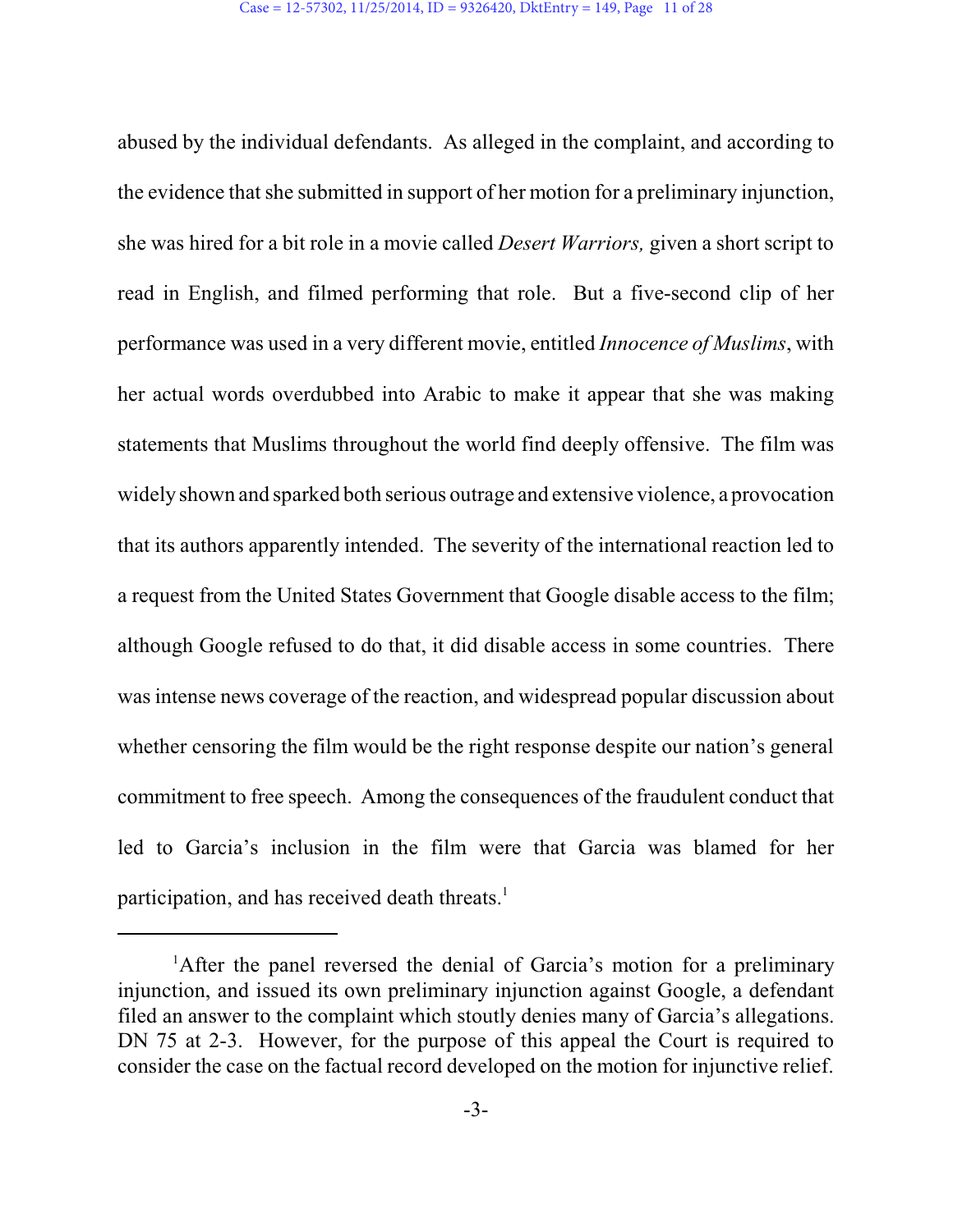abused by the individual defendants. As alleged in the complaint, and according to the evidence that she submitted in support of her motion for a preliminary injunction, she was hired for a bit role in a movie called *Desert Warriors,* given a short script to read in English, and filmed performing that role. But a five-second clip of her performance was used in a very different movie, entitled *Innocence of Muslims*, with her actual words overdubbed into Arabic to make it appear that she was making statements that Muslims throughout the world find deeply offensive. The film was widely shown and sparked both serious outrage and extensive violence, a provocation that its authors apparently intended. The severity of the international reaction led to a request from the United States Government that Google disable access to the film; although Google refused to do that, it did disable access in some countries. There was intense news coverage of the reaction, and widespread popular discussion about whether censoring the film would be the right response despite our nation's general commitment to free speech. Among the consequences of the fraudulent conduct that led to Garcia's inclusion in the film were that Garcia was blamed for her participation, and has received death threats.[1]

---

[1]After the panel reversed the denial of Garcia's motion for a preliminary injunction, and issued its own preliminary injunction against Google, a defendant filed an answer to the complaint which stoutly denies many of Garcia's allegations. DN 75 at 2-3. However, for the purpose of this appeal the Court is required to consider the case on the factual record developed on the motion for injunctive relief.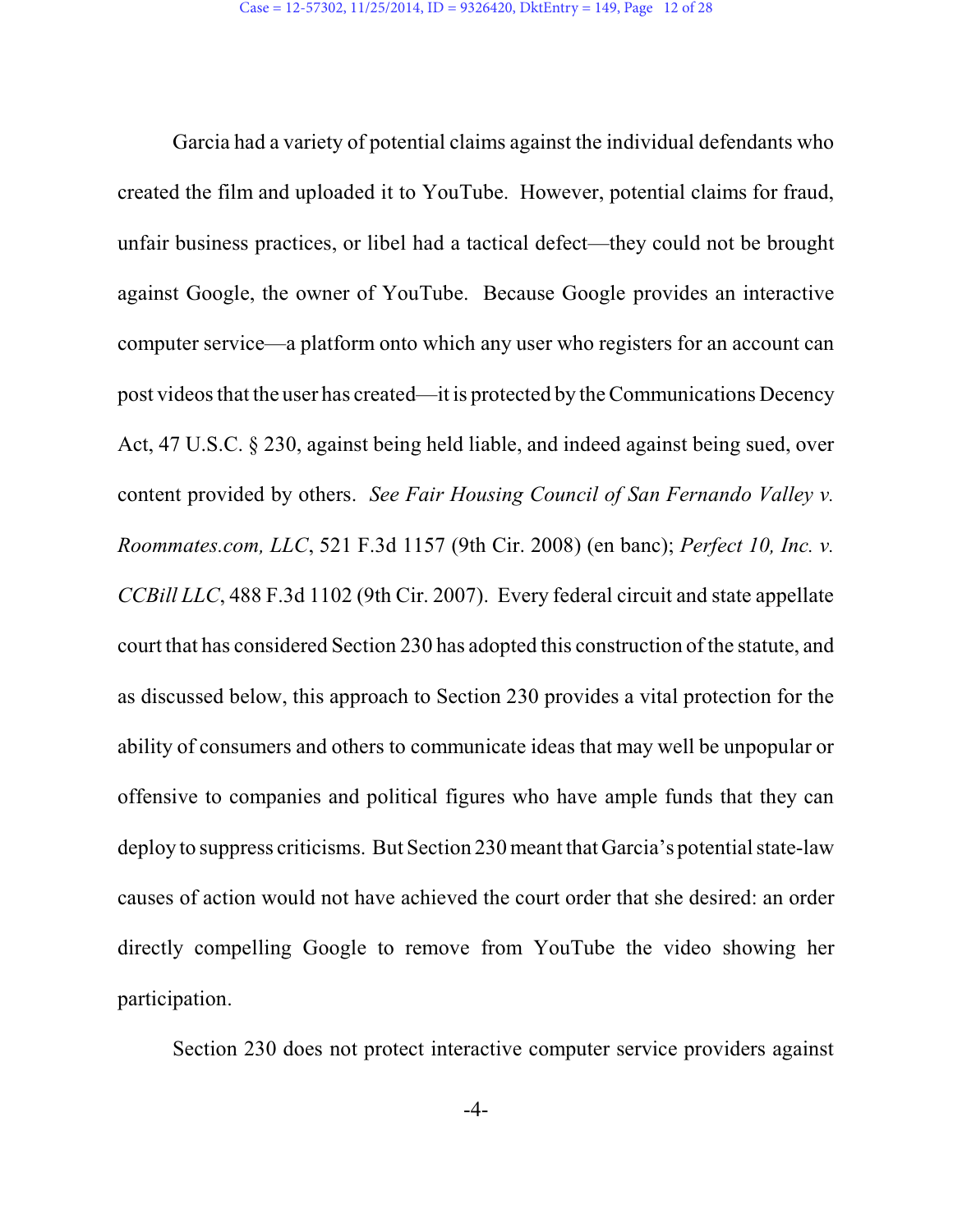Garcia had a variety of potential claims against the individual defendants who created the film and uploaded it to YouTube. However, potential claims for fraud, unfair business practices, or libel had a tactical defect—they could not be brought against Google, the owner of YouTube. Because Google provides an interactive computer service—a platform onto which any user who registers for an account can post videos that the user has created—it is protected by the Communications Decency Act, 47 U.S.C. § 230, against being held liable, and indeed against being sued, over content provided by others. *See Fair Housing Council of San Fernando Valley v. Roommates.com, LLC*, 521 F.3d 1157 (9th Cir. 2008) (en banc); *Perfect 10, Inc. v. CCBill LLC*, 488 F.3d 1102 (9th Cir. 2007). Every federal circuit and state appellate court that has considered Section 230 has adopted this construction of the statute, and as discussed below, this approach to Section 230 provides a vital protection for the ability of consumers and others to communicate ideas that may well be unpopular or offensive to companies and political figures who have ample funds that they can deploy to suppress criticisms. But Section 230 meant that Garcia's potential state-law causes of action would not have achieved the court order that she desired: an order directly compelling Google to remove from YouTube the video showing her participation.

Section 230 does not protect interactive computer service providers against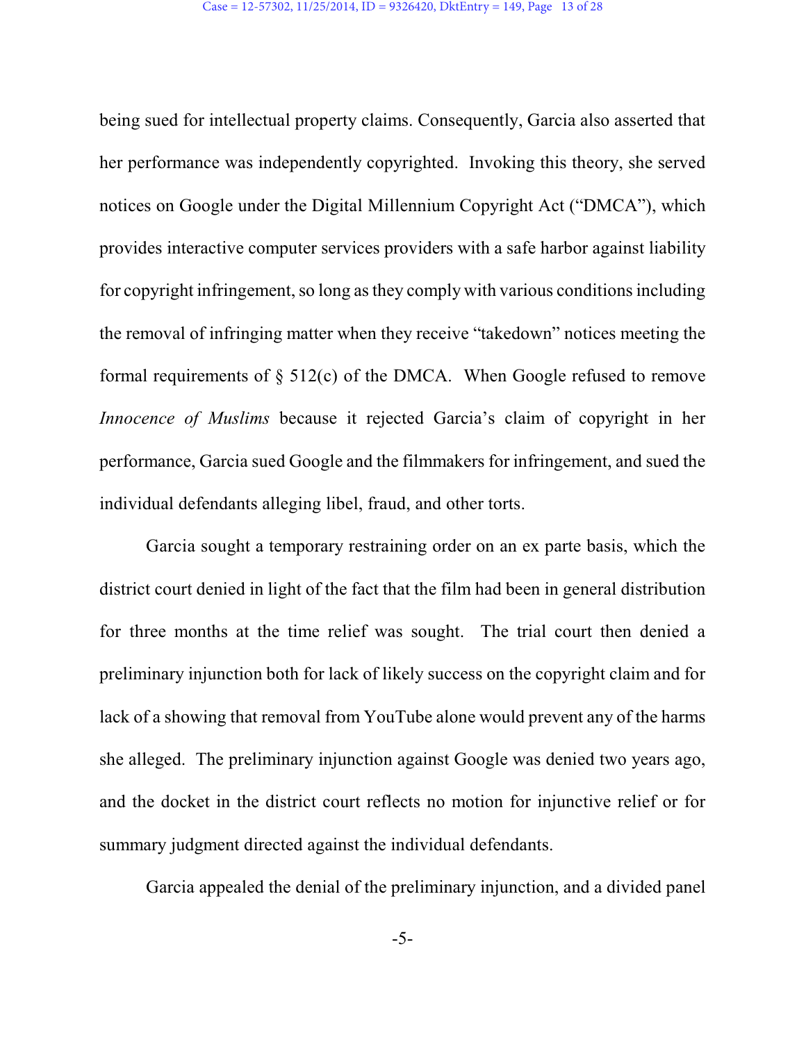being sued for intellectual property claims. Consequently, Garcia also asserted that her performance was independently copyrighted. Invoking this theory, she served notices on Google under the Digital Millennium Copyright Act ("DMCA"), which provides interactive computer services providers with a safe harbor against liability for copyright infringement, so long as they comply with various conditions including the removal of infringing matter when they receive "takedown" notices meeting the formal requirements of § 512(c) of the DMCA. When Google refused to remove *Innocence of Muslims* because it rejected Garcia's claim of copyright in her performance, Garcia sued Google and the filmmakers for infringement, and sued the individual defendants alleging libel, fraud, and other torts.

Garcia sought a temporary restraining order on an ex parte basis, which the district court denied in light of the fact that the film had been in general distribution for three months at the time relief was sought. The trial court then denied a preliminary injunction both for lack of likely success on the copyright claim and for lack of a showing that removal from YouTube alone would prevent any of the harms she alleged. The preliminary injunction against Google was denied two years ago, and the docket in the district court reflects no motion for injunctive relief or for summary judgment directed against the individual defendants.

Garcia appealed the denial of the preliminary injunction, and a divided panel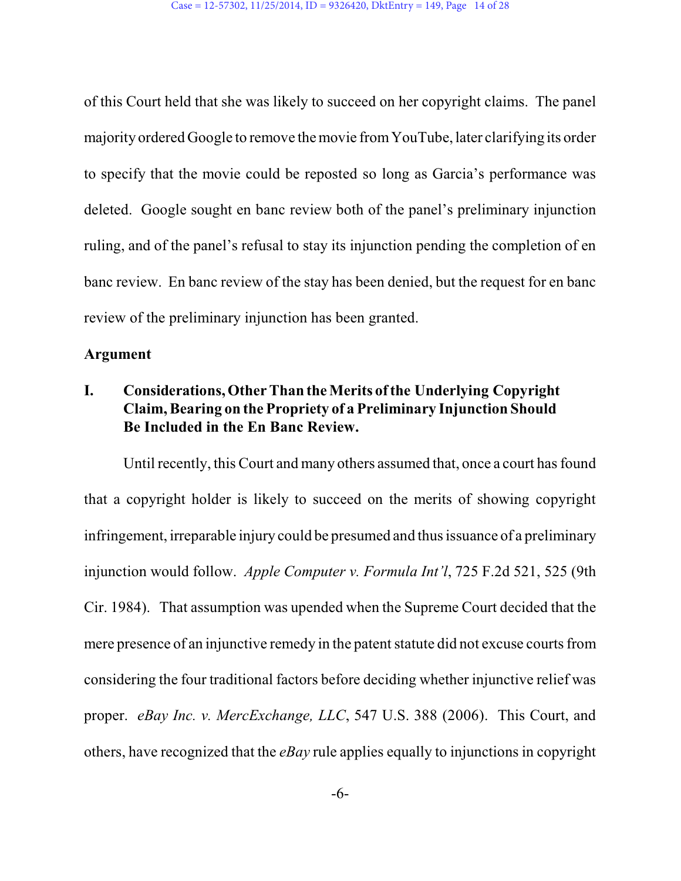of this Court held that she was likely to succeed on her copyright claims. The panel majority ordered Google to remove the movie from YouTube, later clarifying its order to specify that the movie could be reposted so long as Garcia's performance was deleted. Google sought en banc review both of the panel's preliminary injunction ruling, and of the panel's refusal to stay its injunction pending the completion of en banc review. En banc review of the stay has been denied, but the request for en banc review of the preliminary injunction has been granted.

**Argument**

**I. Considerations, Other Than the Merits of the Underlying Copyright Claim, Bearing on the Propriety of a Preliminary Injunction Should Be Included in the En Banc Review.**

Until recently, this Court and many others assumed that, once a court has found that a copyright holder is likely to succeed on the merits of showing copyright infringement, irreparable injury could be presumed and thus issuance of a preliminary injunction would follow. *Apple Computer v. Formula Int'l*, 725 F.2d 521, 525 (9th Cir. 1984). That assumption was upended when the Supreme Court decided that the mere presence of an injunctive remedy in the patent statute did not excuse courts from considering the four traditional factors before deciding whether injunctive relief was proper. *eBay Inc. v. MercExchange, LLC*, 547 U.S. 388 (2006). This Court, and others, have recognized that the *eBay* rule applies equally to injunctions in copyright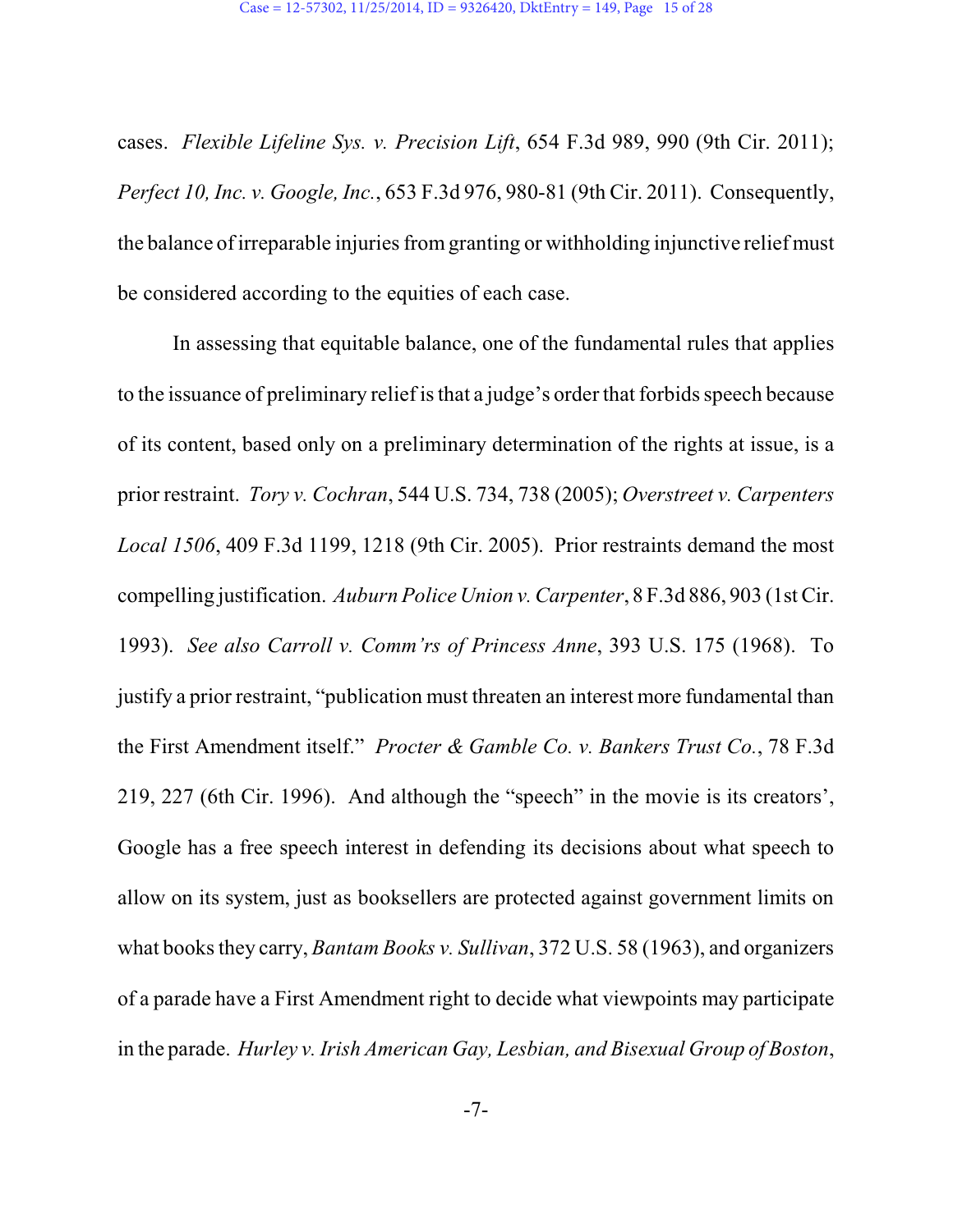cases. *Flexible Lifeline Sys. v. Precision Lift*, 654 F.3d 989, 990 (9th Cir. 2011); *Perfect 10, Inc. v. Google, Inc.*, 653 F.3d 976, 980-81 (9th Cir. 2011). Consequently, the balance of irreparable injuries from granting or withholding injunctive relief must be considered according to the equities of each case.

In assessing that equitable balance, one of the fundamental rules that applies to the issuance of preliminary relief is that a judge's order that forbids speech because of its content, based only on a preliminary determination of the rights at issue, is a prior restraint. *Tory v. Cochran*, 544 U.S. 734, 738 (2005); *Overstreet v. Carpenters Local 1506*, 409 F.3d 1199, 1218 (9th Cir. 2005). Prior restraints demand the most compelling justification. *Auburn Police Union v. Carpenter*, 8 F.3d 886, 903 (1st Cir. 1993). *See also Carroll v. Comm'rs of Princess Anne*, 393 U.S. 175 (1968). To justify a prior restraint, "publication must threaten an interest more fundamental than the First Amendment itself." *Procter & Gamble Co. v. Bankers Trust Co.*, 78 F.3d 219, 227 (6th Cir. 1996). And although the "speech" in the movie is its creators', Google has a free speech interest in defending its decisions about what speech to allow on its system, just as booksellers are protected against government limits on what books they carry, *Bantam Books v. Sullivan*, 372 U.S. 58 (1963), and organizers of a parade have a First Amendment right to decide what viewpoints may participate in the parade. *Hurley v. Irish American Gay, Lesbian, and Bisexual Group of Boston*,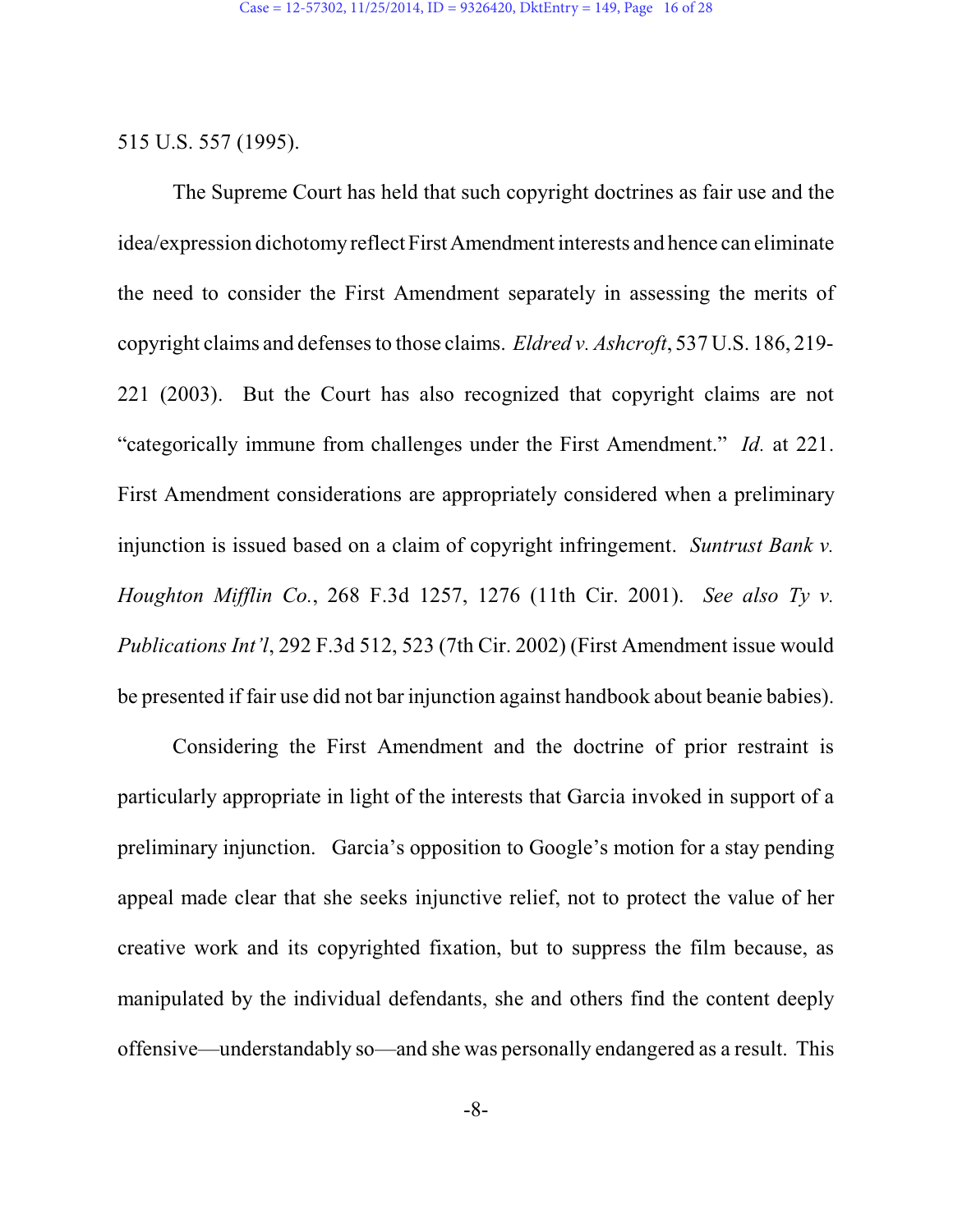515 U.S. 557 (1995).

The Supreme Court has held that such copyright doctrines as fair use and the idea/expression dichotomy reflect First Amendment interests and hence can eliminate the need to consider the First Amendment separately in assessing the merits of copyright claims and defenses to those claims. *Eldred v. Ashcroft*, 537 U.S. 186, 219-221 (2003). But the Court has also recognized that copyright claims are not "categorically immune from challenges under the First Amendment." *Id.* at 221. First Amendment considerations are appropriately considered when a preliminary injunction is issued based on a claim of copyright infringement. *Suntrust Bank v. Houghton Mifflin Co.*, 268 F.3d 1257, 1276 (11th Cir. 2001). *See also Ty v. Publications Int'l*, 292 F.3d 512, 523 (7th Cir. 2002) (First Amendment issue would be presented if fair use did not bar injunction against handbook about beanie babies).

Considering the First Amendment and the doctrine of prior restraint is particularly appropriate in light of the interests that Garcia invoked in support of a preliminary injunction. Garcia's opposition to Google's motion for a stay pending appeal made clear that she seeks injunctive relief, not to protect the value of her creative work and its copyrighted fixation, but to suppress the film because, as manipulated by the individual defendants, she and others find the content deeply offensive—understandably so—and she was personally endangered as a result. This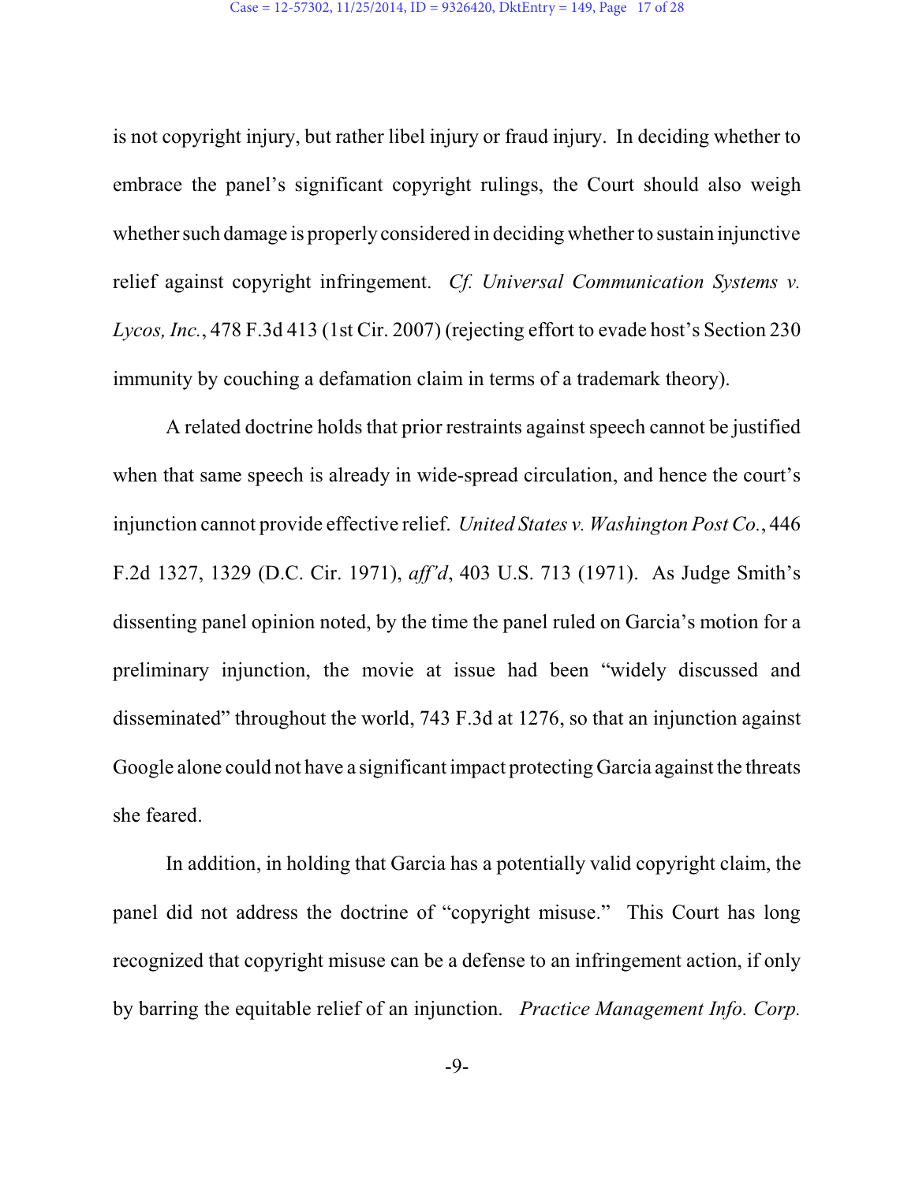is not copyright injury, but rather libel injury or fraud injury. In deciding whether to embrace the panel's significant copyright rulings, the Court should also weigh whether such damage is properly considered in deciding whether to sustain injunctive relief against copyright infringement. *Cf. Universal Communication Systems v. Lycos, Inc.*, 478 F.3d 413 (1st Cir. 2007) (rejecting effort to evade host's Section 230 immunity by couching a defamation claim in terms of a trademark theory).

A related doctrine holds that prior restraints against speech cannot be justified when that same speech is already in wide-spread circulation, and hence the court's injunction cannot provide effective relief. *United States v. Washington Post Co.*, 446 F.2d 1327, 1329 (D.C. Cir. 1971), *aff'd*, 403 U.S. 713 (1971). As Judge Smith's dissenting panel opinion noted, by the time the panel ruled on Garcia's motion for a preliminary injunction, the movie at issue had been "widely discussed and disseminated" throughout the world, 743 F.3d at 1276, so that an injunction against Google alone could not have a significant impact protecting Garcia against the threats she feared.

In addition, in holding that Garcia has a potentially valid copyright claim, the panel did not address the doctrine of "copyright misuse." This Court has long recognized that copyright misuse can be a defense to an infringement action, if only by barring the equitable relief of an injunction. *Practice Management Info. Corp.*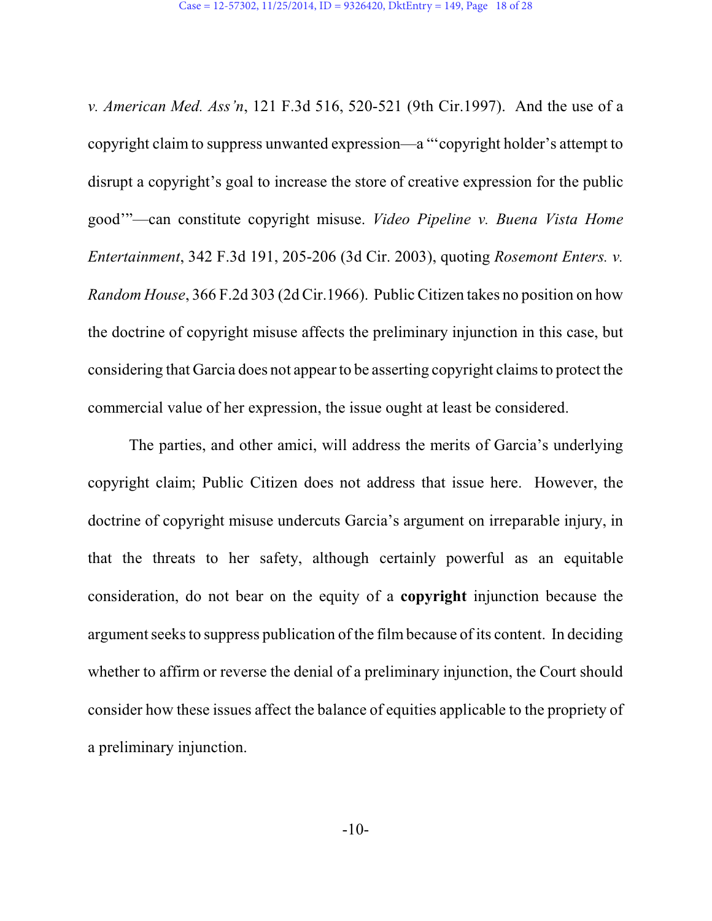*v. American Med. Ass'n*, 121 F.3d 516, 520-521 (9th Cir.1997). And the use of a copyright claim to suppress unwanted expression—a "'copyright holder's attempt to disrupt a copyright's goal to increase the store of creative expression for the public good'"—can constitute copyright misuse. *Video Pipeline v. Buena Vista Home Entertainment*, 342 F.3d 191, 205-206 (3d Cir. 2003), quoting *Rosemont Enters. v. Random House*, 366 F.2d 303 (2d Cir.1966). Public Citizen takes no position on how the doctrine of copyright misuse affects the preliminary injunction in this case, but considering that Garcia does not appear to be asserting copyright claims to protect the commercial value of her expression, the issue ought at least be considered.

The parties, and other amici, will address the merits of Garcia's underlying copyright claim; Public Citizen does not address that issue here. However, the doctrine of copyright misuse undercuts Garcia's argument on irreparable injury, in that the threats to her safety, although certainly powerful as an equitable consideration, do not bear on the equity of a **copyright** injunction because the argument seeks to suppress publication of the film because of its content. In deciding whether to affirm or reverse the denial of a preliminary injunction, the Court should consider how these issues affect the balance of equities applicable to the propriety of a preliminary injunction.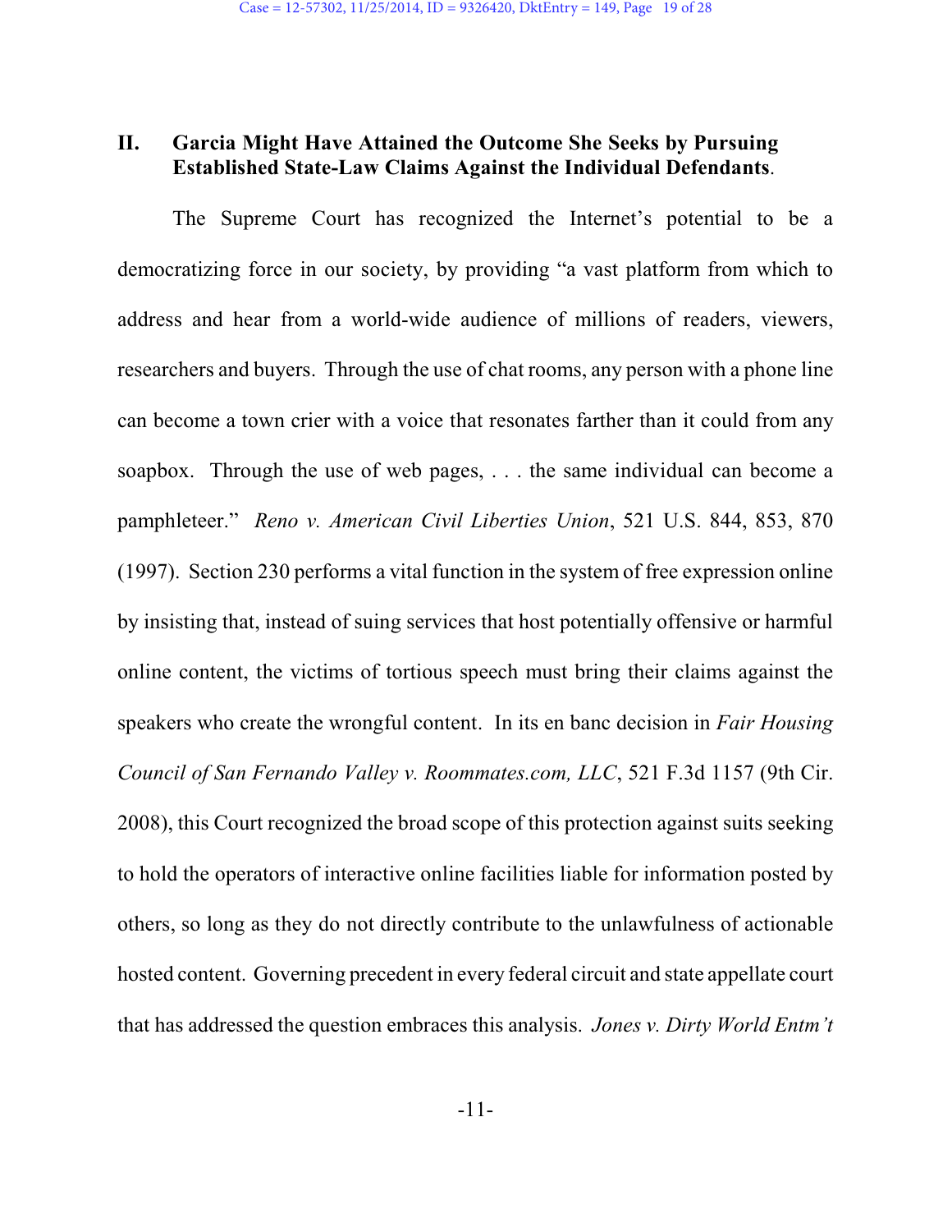## II. Garcia Might Have Attained the Outcome She Seeks by Pursuing Established State-Law Claims Against the Individual Defendants.

The Supreme Court has recognized the Internet's potential to be a democratizing force in our society, by providing "a vast platform from which to address and hear from a world-wide audience of millions of readers, viewers, researchers and buyers. Through the use of chat rooms, any person with a phone line can become a town crier with a voice that resonates farther than it could from any soapbox. Through the use of web pages, . . . the same individual can become a pamphleteer." *Reno v. American Civil Liberties Union*, 521 U.S. 844, 853, 870 (1997). Section 230 performs a vital function in the system of free expression online by insisting that, instead of suing services that host potentially offensive or harmful online content, the victims of tortious speech must bring their claims against the speakers who create the wrongful content. In its en banc decision in *Fair Housing Council of San Fernando Valley v. Roommates.com, LLC*, 521 F.3d 1157 (9th Cir. 2008), this Court recognized the broad scope of this protection against suits seeking to hold the operators of interactive online facilities liable for information posted by others, so long as they do not directly contribute to the unlawfulness of actionable hosted content. Governing precedent in every federal circuit and state appellate court that has addressed the question embraces this analysis. *Jones v. Dirty World Entm't*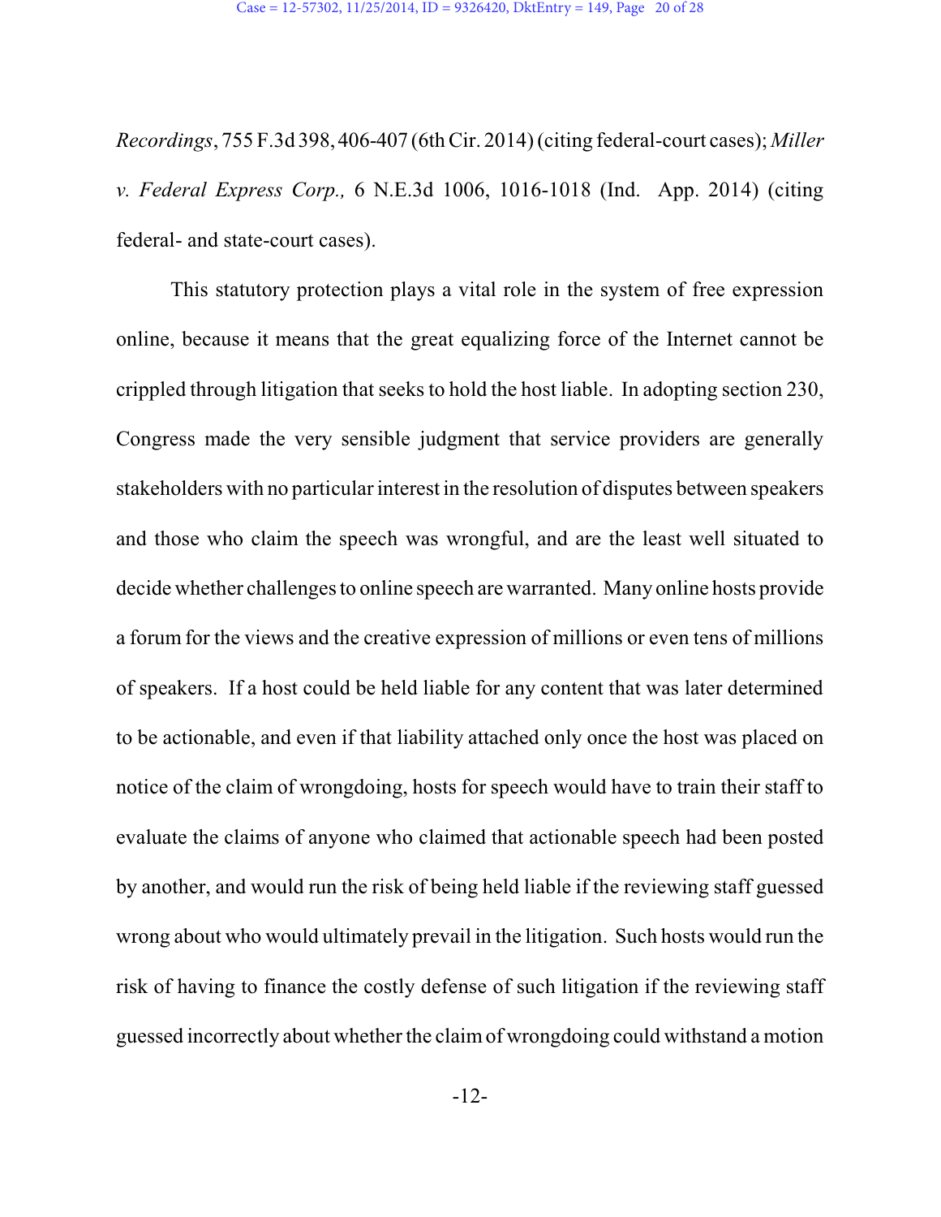*Recordings*, 755 F.3d 398, 406-407 (6th Cir. 2014) (citing federal-court cases); *Miller v. Federal Express Corp.,* 6 N.E.3d 1006, 1016-1018 (Ind. App. 2014) (citing federal- and state-court cases).

This statutory protection plays a vital role in the system of free expression online, because it means that the great equalizing force of the Internet cannot be crippled through litigation that seeks to hold the host liable. In adopting section 230, Congress made the very sensible judgment that service providers are generally stakeholders with no particular interest in the resolution of disputes between speakers and those who claim the speech was wrongful, and are the least well situated to decide whether challenges to online speech are warranted. Many online hosts provide a forum for the views and the creative expression of millions or even tens of millions of speakers. If a host could be held liable for any content that was later determined to be actionable, and even if that liability attached only once the host was placed on notice of the claim of wrongdoing, hosts for speech would have to train their staff to evaluate the claims of anyone who claimed that actionable speech had been posted by another, and would run the risk of being held liable if the reviewing staff guessed wrong about who would ultimately prevail in the litigation. Such hosts would run the risk of having to finance the costly defense of such litigation if the reviewing staff guessed incorrectly about whether the claim of wrongdoing could withstand a motion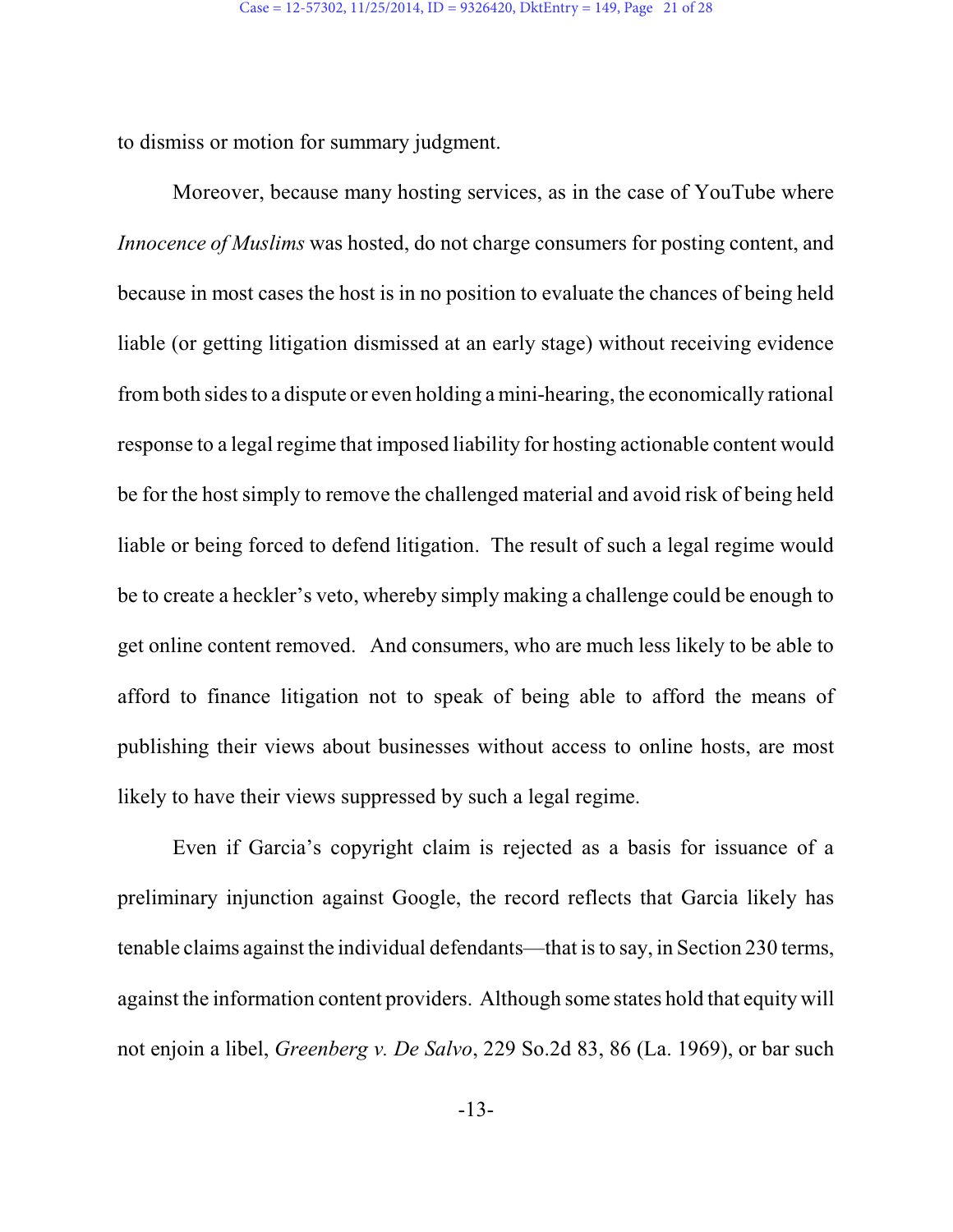to dismiss or motion for summary judgment.

Moreover, because many hosting services, as in the case of YouTube where *Innocence of Muslims* was hosted, do not charge consumers for posting content, and because in most cases the host is in no position to evaluate the chances of being held liable (or getting litigation dismissed at an early stage) without receiving evidence from both sides to a dispute or even holding a mini-hearing, the economically rational response to a legal regime that imposed liability for hosting actionable content would be for the host simply to remove the challenged material and avoid risk of being held liable or being forced to defend litigation. The result of such a legal regime would be to create a heckler's veto, whereby simply making a challenge could be enough to get online content removed. And consumers, who are much less likely to be able to afford to finance litigation not to speak of being able to afford the means of publishing their views about businesses without access to online hosts, are most likely to have their views suppressed by such a legal regime.

Even if Garcia's copyright claim is rejected as a basis for issuance of a preliminary injunction against Google, the record reflects that Garcia likely has tenable claims against the individual defendants—that is to say, in Section 230 terms, against the information content providers. Although some states hold that equity will not enjoin a libel, *Greenberg v. De Salvo*, 229 So.2d 83, 86 (La. 1969), or bar such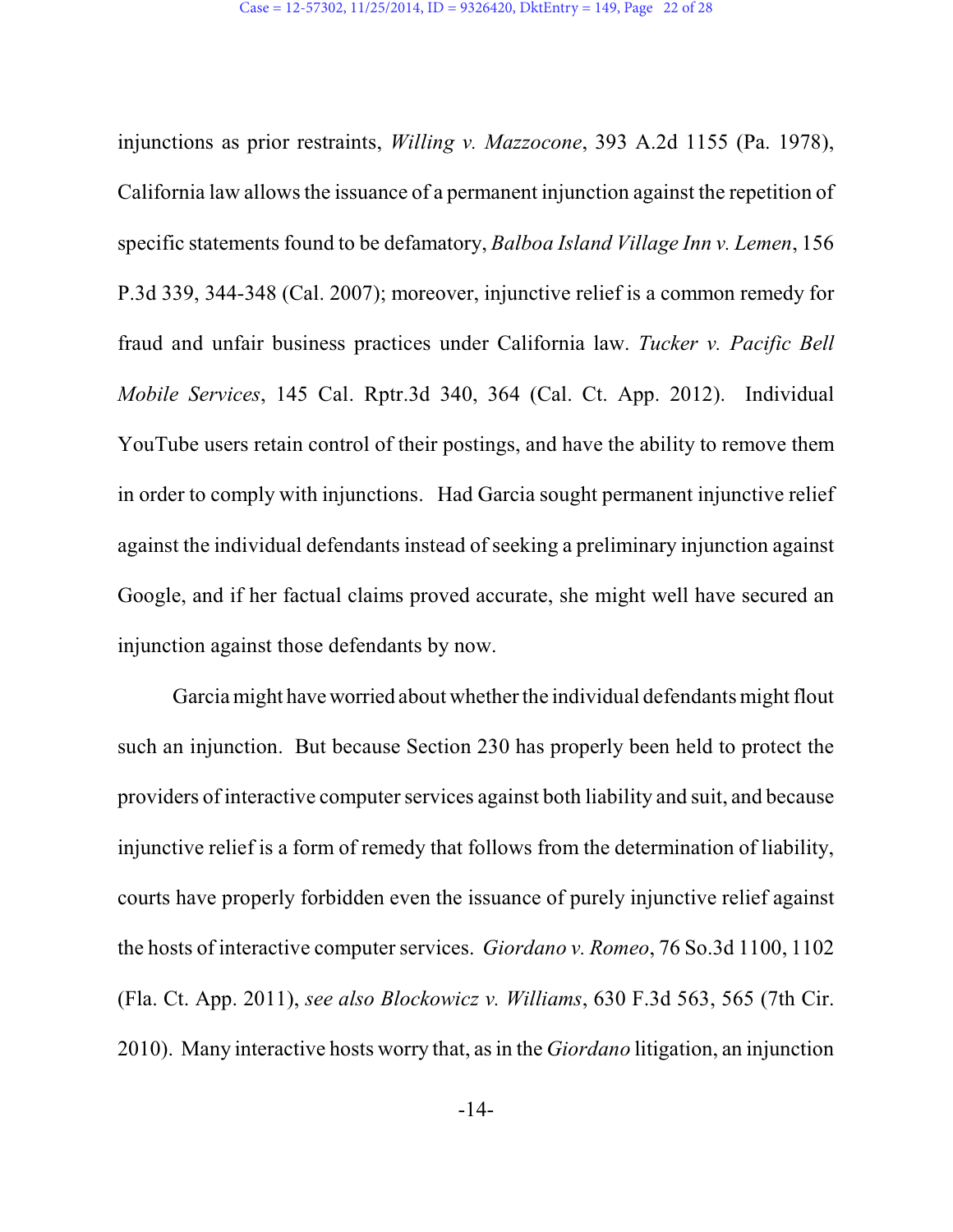injunctions as prior restraints, *Willing v. Mazzocone*, 393 A.2d 1155 (Pa. 1978), California law allows the issuance of a permanent injunction against the repetition of specific statements found to be defamatory, *Balboa Island Village Inn v. Lemen*, 156 P.3d 339, 344-348 (Cal. 2007); moreover, injunctive relief is a common remedy for fraud and unfair business practices under California law. *Tucker v. Pacific Bell Mobile Services*, 145 Cal. Rptr.3d 340, 364 (Cal. Ct. App. 2012). Individual YouTube users retain control of their postings, and have the ability to remove them in order to comply with injunctions. Had Garcia sought permanent injunctive relief against the individual defendants instead of seeking a preliminary injunction against Google, and if her factual claims proved accurate, she might well have secured an injunction against those defendants by now.

Garcia might have worried about whether the individual defendants might flout such an injunction. But because Section 230 has properly been held to protect the providers of interactive computer services against both liability and suit, and because injunctive relief is a form of remedy that follows from the determination of liability, courts have properly forbidden even the issuance of purely injunctive relief against the hosts of interactive computer services. *Giordano v. Romeo*, 76 So.3d 1100, 1102 (Fla. Ct. App. 2011), *see also Blockowicz v. Williams*, 630 F.3d 563, 565 (7th Cir. 2010). Many interactive hosts worry that, as in the *Giordano* litigation, an injunction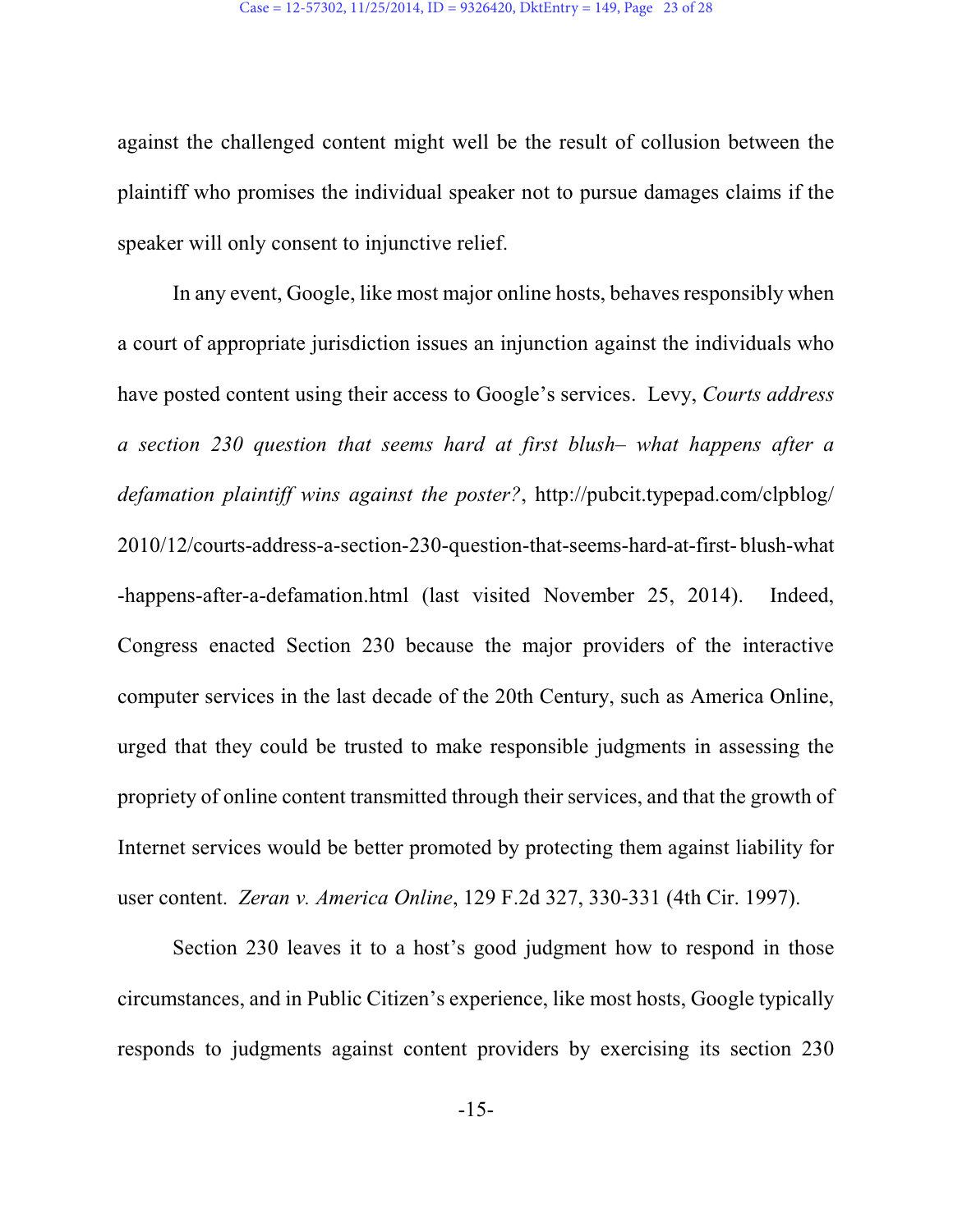against the challenged content might well be the result of collusion between the plaintiff who promises the individual speaker not to pursue damages claims if the speaker will only consent to injunctive relief.

In any event, Google, like most major online hosts, behaves responsibly when a court of appropriate jurisdiction issues an injunction against the individuals who have posted content using their access to Google's services. Levy, *Courts address a section 230 question that seems hard at first blush– what happens after a defamation plaintiff wins against the poster?*, http://pubcit.typepad.com/clpblog/2010/12/courts-address-a-section-230-question-that-seems-hard-at-first-blush-what-happens-after-a-defamation.html (last visited November 25, 2014). Indeed, Congress enacted Section 230 because the major providers of the interactive computer services in the last decade of the 20th Century, such as America Online, urged that they could be trusted to make responsible judgments in assessing the propriety of online content transmitted through their services, and that the growth of Internet services would be better promoted by protecting them against liability for user content. *Zeran v. America Online*, 129 F.2d 327, 330-331 (4th Cir. 1997).

Section 230 leaves it to a host's good judgment how to respond in those circumstances, and in Public Citizen's experience, like most hosts, Google typically responds to judgments against content providers by exercising its section 230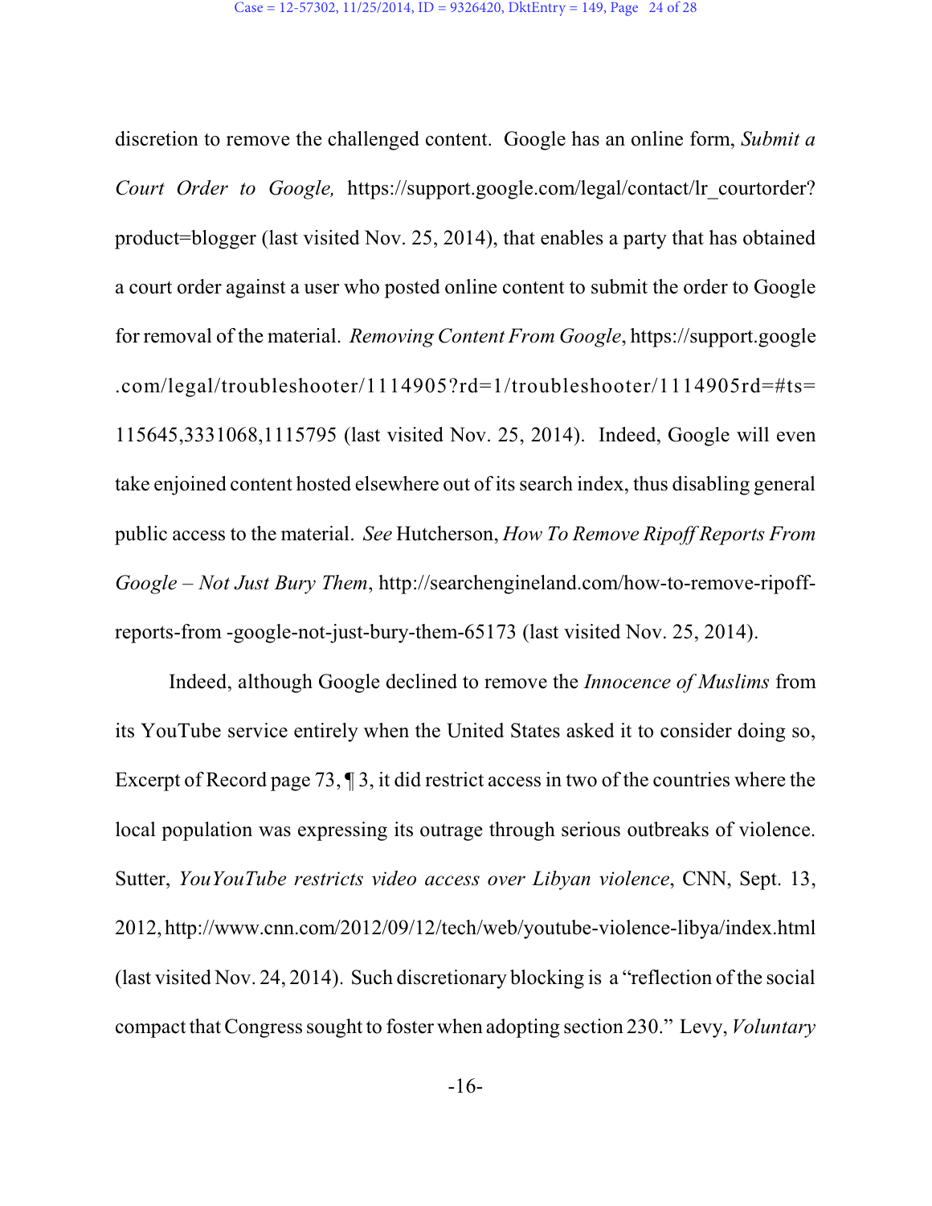discretion to remove the challenged content. Google has an online form, *Submit a Court Order to Google,* https://support.google.com/legal/contact/lr_courtorder?product=blogger (last visited Nov. 25, 2014), that enables a party that has obtained a court order against a user who posted online content to submit the order to Google for removal of the material. *Removing Content From Google*, https://support.google.com/legal/troubleshooter/1114905?rd=1/troubleshooter/1114905rd=#ts=115645,3331068,1115795 (last visited Nov. 25, 2014). Indeed, Google will even take enjoined content hosted elsewhere out of its search index, thus disabling general public access to the material. *See* Hutcherson, *How To Remove Ripoff Reports From Google – Not Just Bury Them*, http://searchengineland.com/how-to-remove-ripoff-reports-from -google-not-just-bury-them-65173 (last visited Nov. 25, 2014).

Indeed, although Google declined to remove the *Innocence of Muslims* from its YouTube service entirely when the United States asked it to consider doing so, Excerpt of Record page 73, ¶ 3, it did restrict access in two of the countries where the local population was expressing its outrage through serious outbreaks of violence. Sutter, *YouYouTube restricts video access over Libyan violence*, CNN, Sept. 13, 2012, http://www.cnn.com/2012/09/12/tech/web/youtube-violence-libya/index.html (last visited Nov. 24, 2014). Such discretionary blocking is a "reflection of the social compact that Congress sought to foster when adopting section 230." Levy, *Voluntary*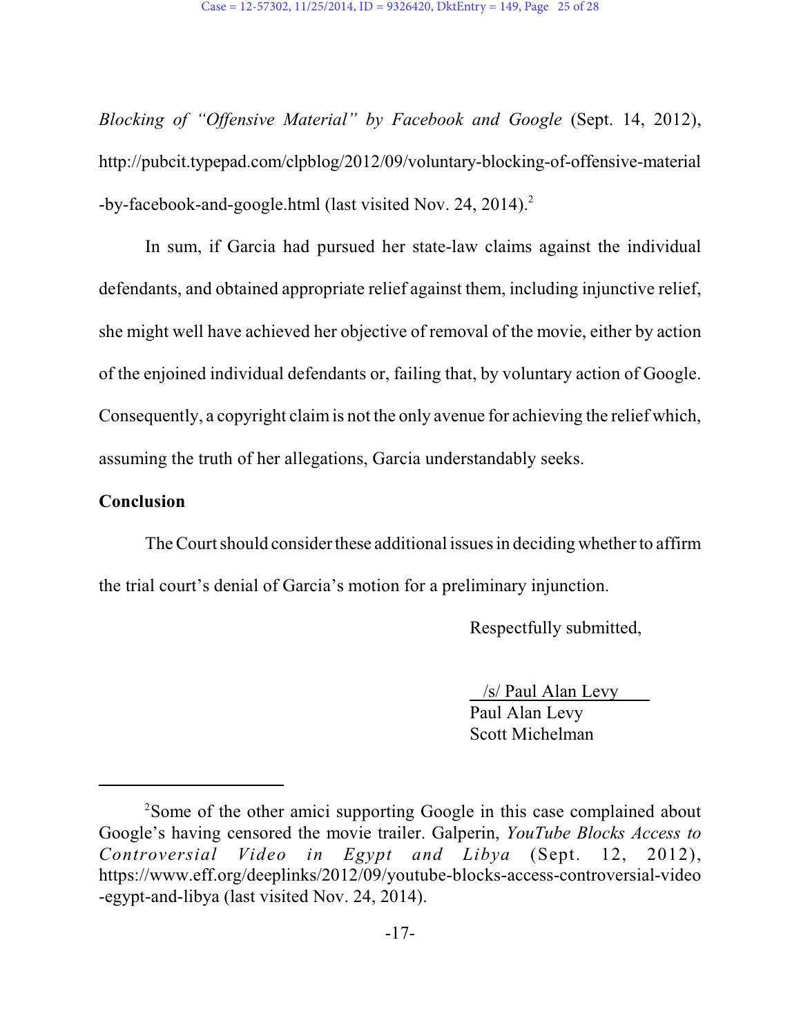*Blocking of "Offensive Material" by Facebook and Google* (Sept. 14, 2012), http://pubcit.typepad.com/clpblog/2012/09/voluntary-blocking-of-offensive-material-by-facebook-and-google.html (last visited Nov. 24, 2014).[2]

In sum, if Garcia had pursued her state-law claims against the individual defendants, and obtained appropriate relief against them, including injunctive relief, she might well have achieved her objective of removal of the movie, either by action of the enjoined individual defendants or, failing that, by voluntary action of Google. Consequently, a copyright claim is not the only avenue for achieving the relief which, assuming the truth of her allegations, Garcia understandably seeks.

**Conclusion**

The Court should consider these additional issues in deciding whether to affirm the trial court's denial of Garcia's motion for a preliminary injunction.

Respectfully submitted,

/s/ Paul Alan Levy
Paul Alan Levy
Scott Michelman

---

[2]Some of the other amici supporting Google in this case complained about Google's having censored the movie trailer. Galperin, *YouTube Blocks Access to Controversial Video in Egypt and Libya* (Sept. 12, 2012), https://www.eff.org/deeplinks/2012/09/youtube-blocks-access-controversial-video-egypt-and-libya (last visited Nov. 24, 2014).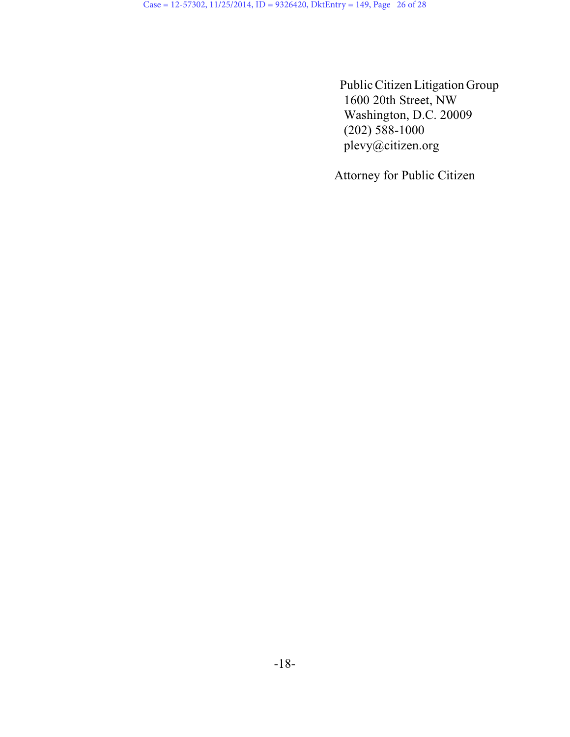Public Citizen Litigation Group  
1600 20th Street, NW  
Washington, D.C. 20009  
(202) 588-1000  
plevy@citizen.org

Attorney for Public Citizen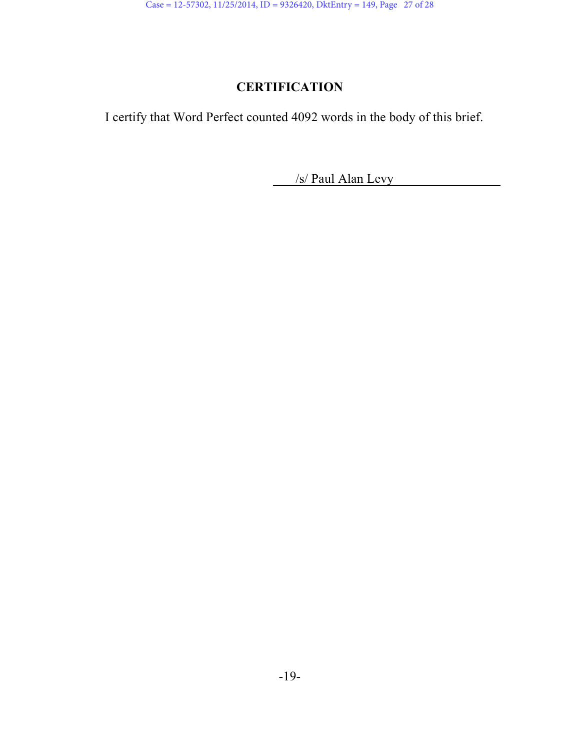# CERTIFICATION

I certify that Word Perfect counted 4092 words in the body of this brief.

/s/ Paul Alan Levy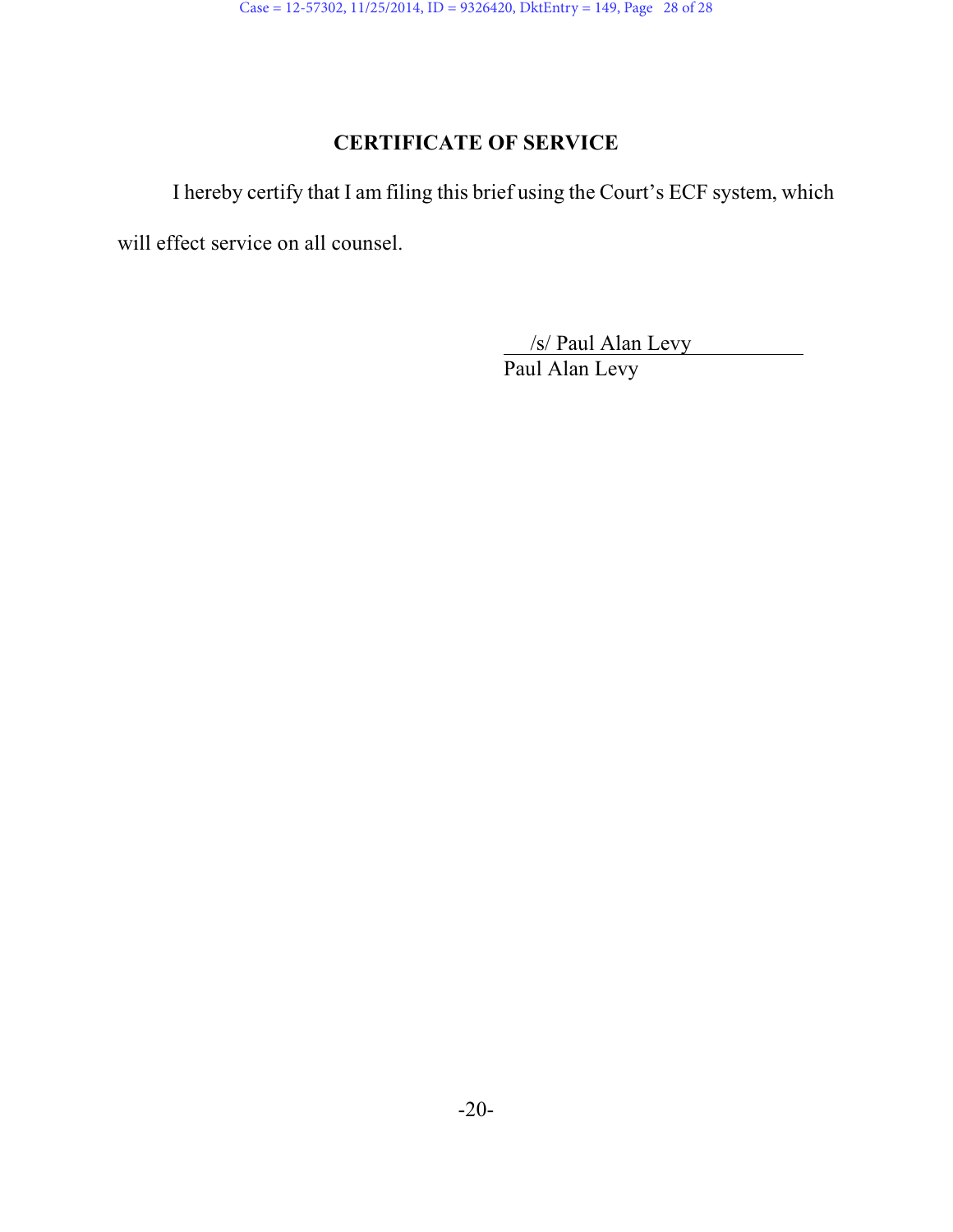## CERTIFICATE OF SERVICE

I hereby certify that I am filing this brief using the Court's ECF system, which will effect service on all counsel.

/s/ Paul Alan Levy
Paul Alan Levy